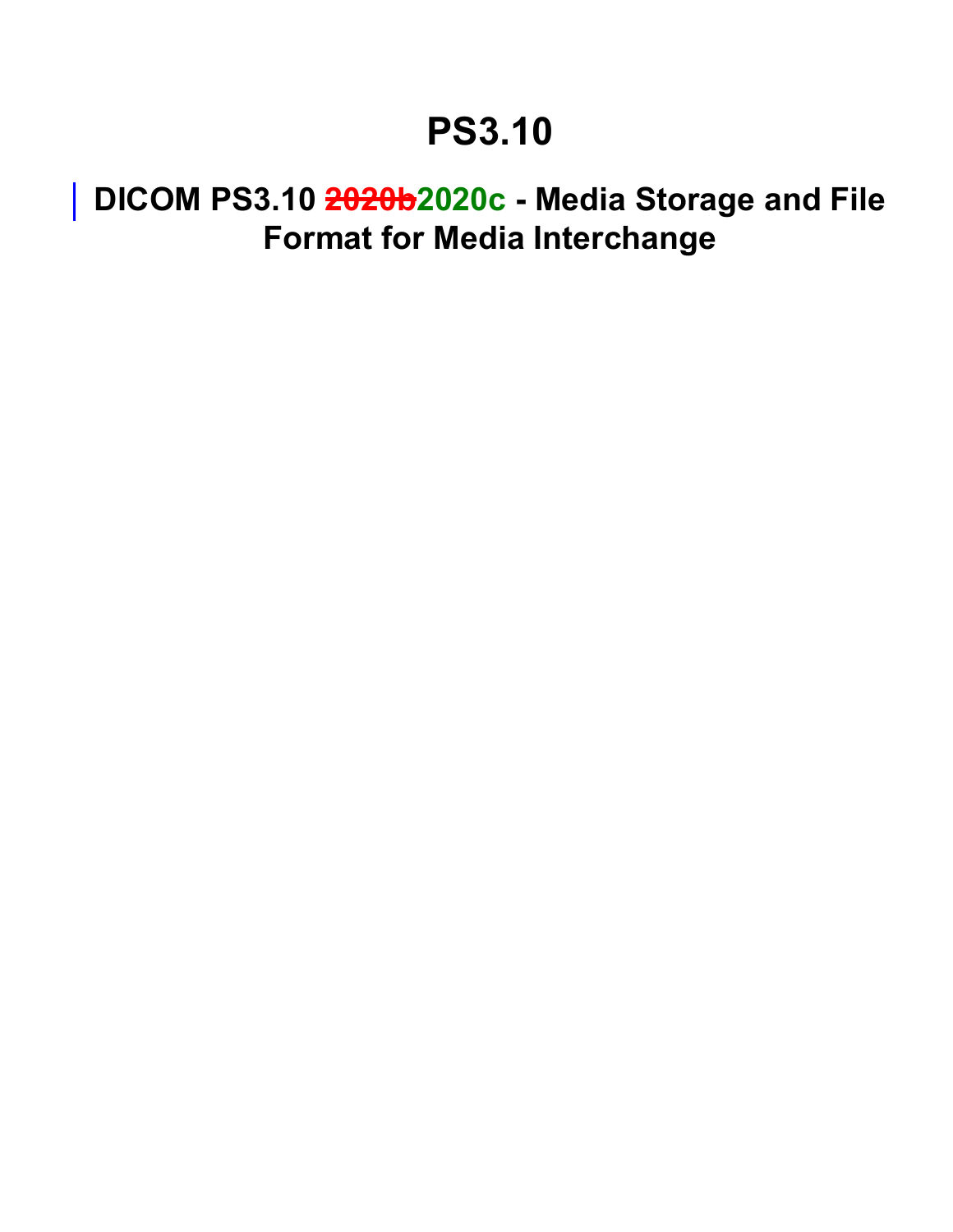# PS3.10

## DICOM PS3.10 ~~2020b~~2020c - Media Storage and File Format for Media Interchange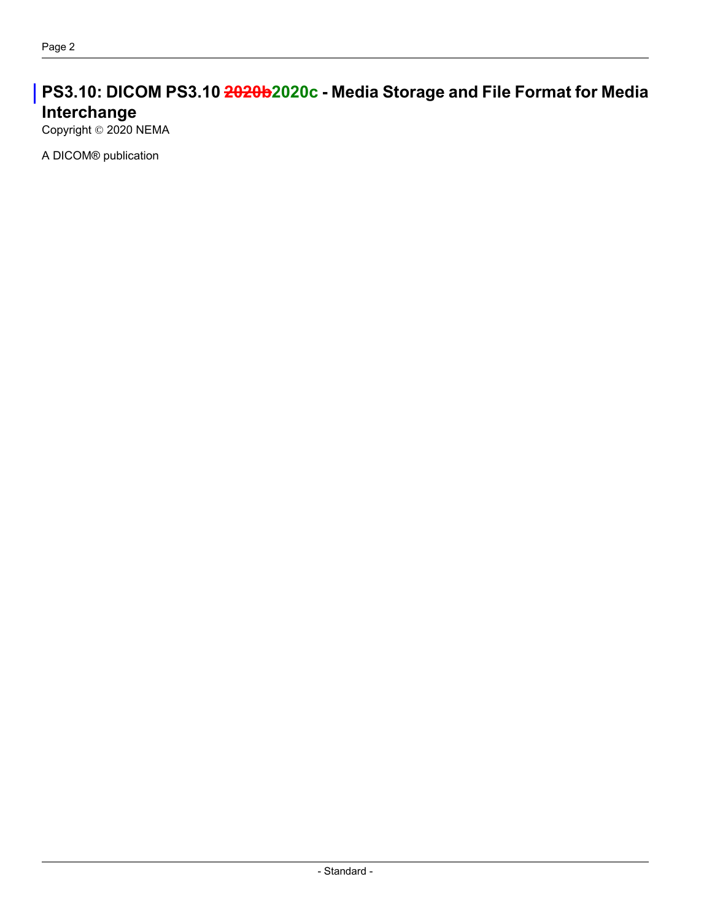# PS3.10: DICOM PS3.10 ~~2020b~~2020c - Media Storage and File Format for Media Interchange

Copyright © 2020 NEMA

A DICOM® publication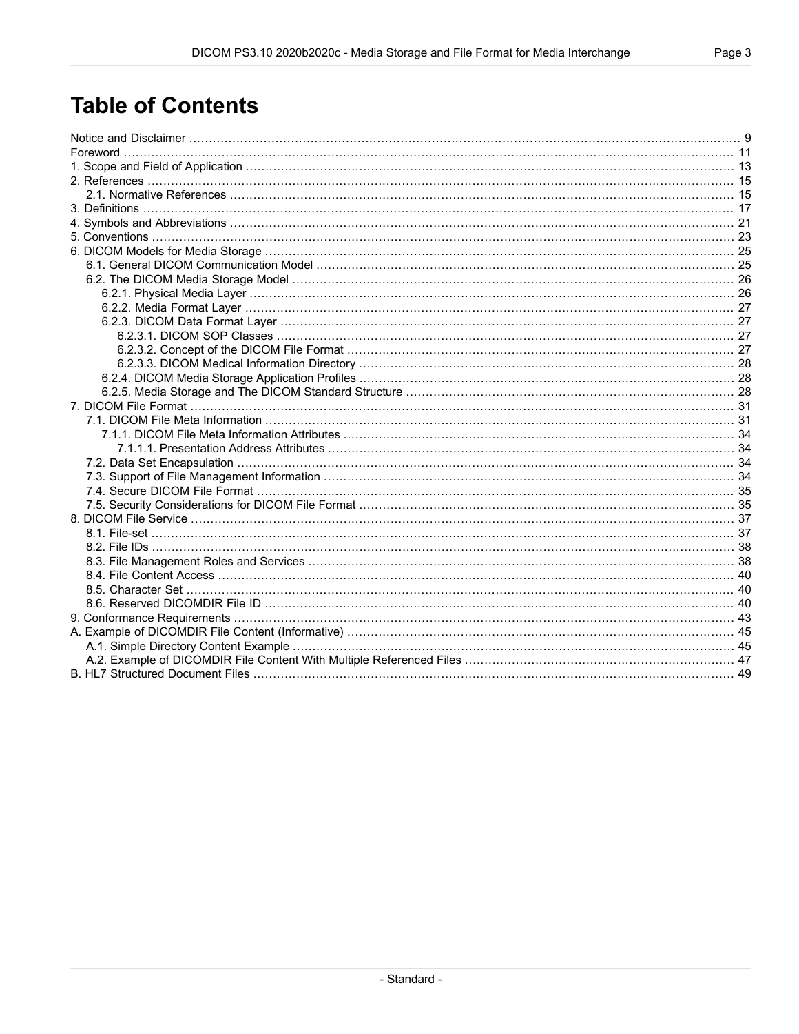# Table of Contents

Notice and Disclaimer ... 9
Foreword ... 11
1. Scope and Field of Application ... 13
2. References ... 15
  2.1. Normative References ... 15
3. Definitions ... 17
4. Symbols and Abbreviations ... 21
5. Conventions ... 23
6. DICOM Models for Media Storage ... 25
  6.1. General DICOM Communication Model ... 25
  6.2. The DICOM Media Storage Model ... 26
    6.2.1. Physical Media Layer ... 26
    6.2.2. Media Format Layer ... 27
    6.2.3. DICOM Data Format Layer ... 27
      6.2.3.1. DICOM SOP Classes ... 27
      6.2.3.2. Concept of the DICOM File Format ... 27
      6.2.3.3. DICOM Medical Information Directory ... 28
    6.2.4. DICOM Media Storage Application Profiles ... 28
    6.2.5. Media Storage and The DICOM Standard Structure ... 28
7. DICOM File Format ... 31
  7.1. DICOM File Meta Information ... 31
    7.1.1. DICOM File Meta Information Attributes ... 34
      7.1.1.1. Presentation Address Attributes ... 34
  7.2. Data Set Encapsulation ... 34
  7.3. Support of File Management Information ... 34
  7.4. Secure DICOM File Format ... 35
  7.5. Security Considerations for DICOM File Format ... 35
8. DICOM File Service ... 37
  8.1. File-set ... 37
  8.2. File IDs ... 38
  8.3. File Management Roles and Services ... 38
  8.4. File Content Access ... 40
  8.5. Character Set ... 40
  8.6. Reserved DICOMDIR File ID ... 40
9. Conformance Requirements ... 43
A. Example of DICOMDIR File Content (Informative) ... 45
  A.1. Simple Directory Content Example ... 45
  A.2. Example of DICOMDIR File Content With Multiple Referenced Files ... 47
B. HL7 Structured Document Files ... 49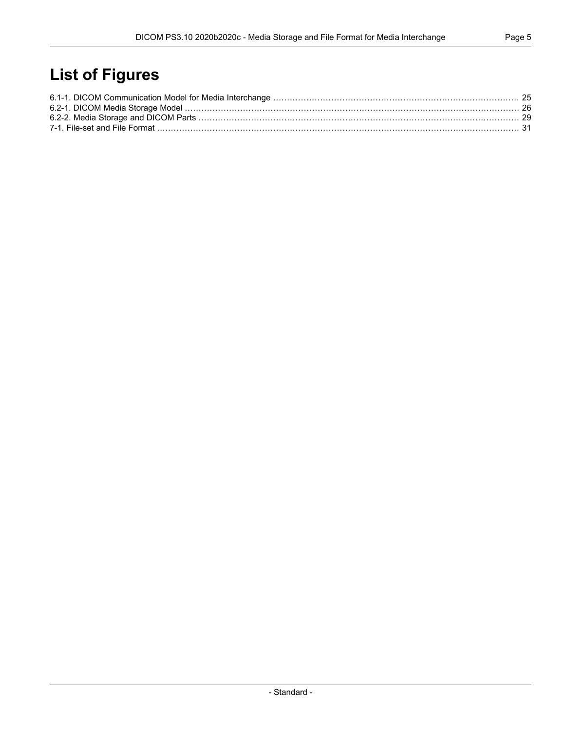# List of Figures

6.1-1. DICOM Communication Model for Media Interchange ........................................................................................ 25
6.2-1. DICOM Media Storage Model ......................................................................................................................... 26
6.2-2. Media Storage and DICOM Parts .................................................................................................................... 29
7-1. File-set and File Format .................................................................................................................................. 31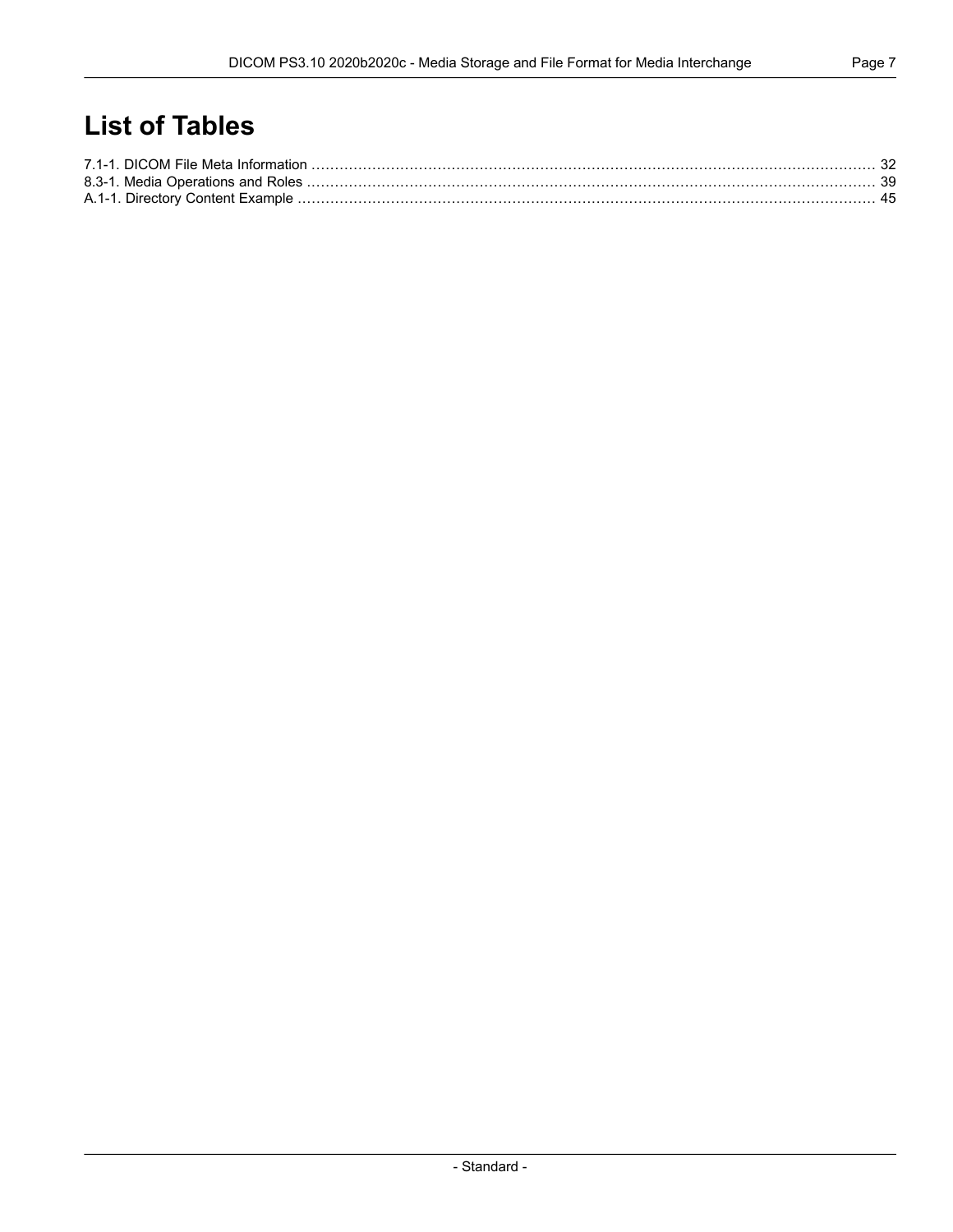# List of Tables

7.1-1. DICOM File Meta Information ........................................................................................................................ 32
8.3-1. Media Operations and Roles ........................................................................................................................ 39
A.1-1. Directory Content Example ........................................................................................................................ 45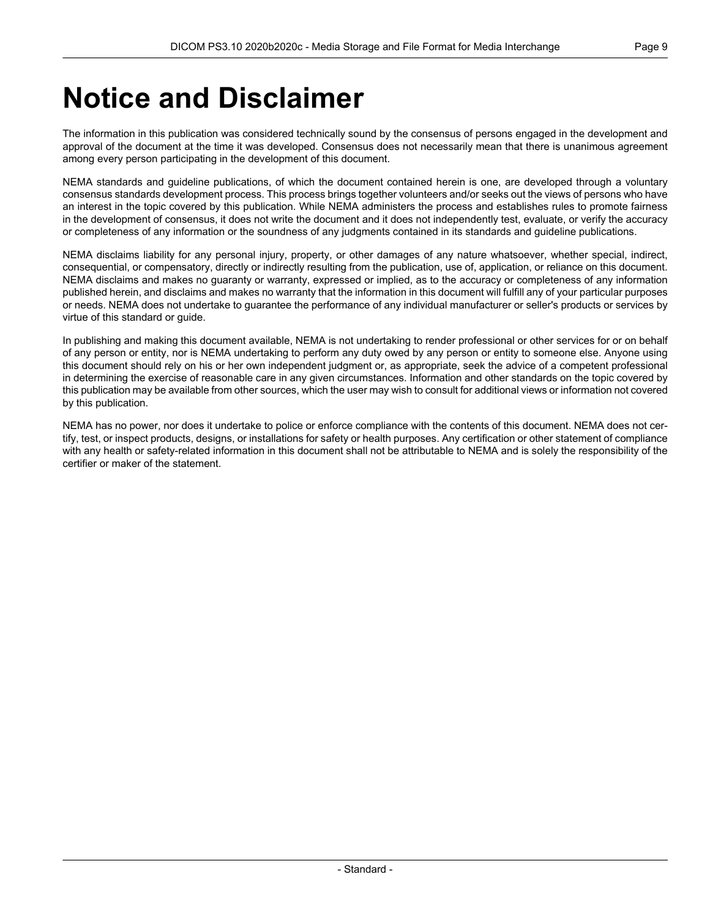# Notice and Disclaimer

The information in this publication was considered technically sound by the consensus of persons engaged in the development and approval of the document at the time it was developed. Consensus does not necessarily mean that there is unanimous agreement among every person participating in the development of this document.

NEMA standards and guideline publications, of which the document contained herein is one, are developed through a voluntary consensus standards development process. This process brings together volunteers and/or seeks out the views of persons who have an interest in the topic covered by this publication. While NEMA administers the process and establishes rules to promote fairness in the development of consensus, it does not write the document and it does not independently test, evaluate, or verify the accuracy or completeness of any information or the soundness of any judgments contained in its standards and guideline publications.

NEMA disclaims liability for any personal injury, property, or other damages of any nature whatsoever, whether special, indirect, consequential, or compensatory, directly or indirectly resulting from the publication, use of, application, or reliance on this document. NEMA disclaims and makes no guaranty or warranty, expressed or implied, as to the accuracy or completeness of any information published herein, and disclaims and makes no warranty that the information in this document will fulfill any of your particular purposes or needs. NEMA does not undertake to guarantee the performance of any individual manufacturer or seller's products or services by virtue of this standard or guide.

In publishing and making this document available, NEMA is not undertaking to render professional or other services for or on behalf of any person or entity, nor is NEMA undertaking to perform any duty owed by any person or entity to someone else. Anyone using this document should rely on his or her own independent judgment or, as appropriate, seek the advice of a competent professional in determining the exercise of reasonable care in any given circumstances. Information and other standards on the topic covered by this publication may be available from other sources, which the user may wish to consult for additional views or information not covered by this publication.

NEMA has no power, nor does it undertake to police or enforce compliance with the contents of this document. NEMA does not certify, test, or inspect products, designs, or installations for safety or health purposes. Any certification or other statement of compliance with any health or safety-related information in this document shall not be attributable to NEMA and is solely the responsibility of the certifier or maker of the statement.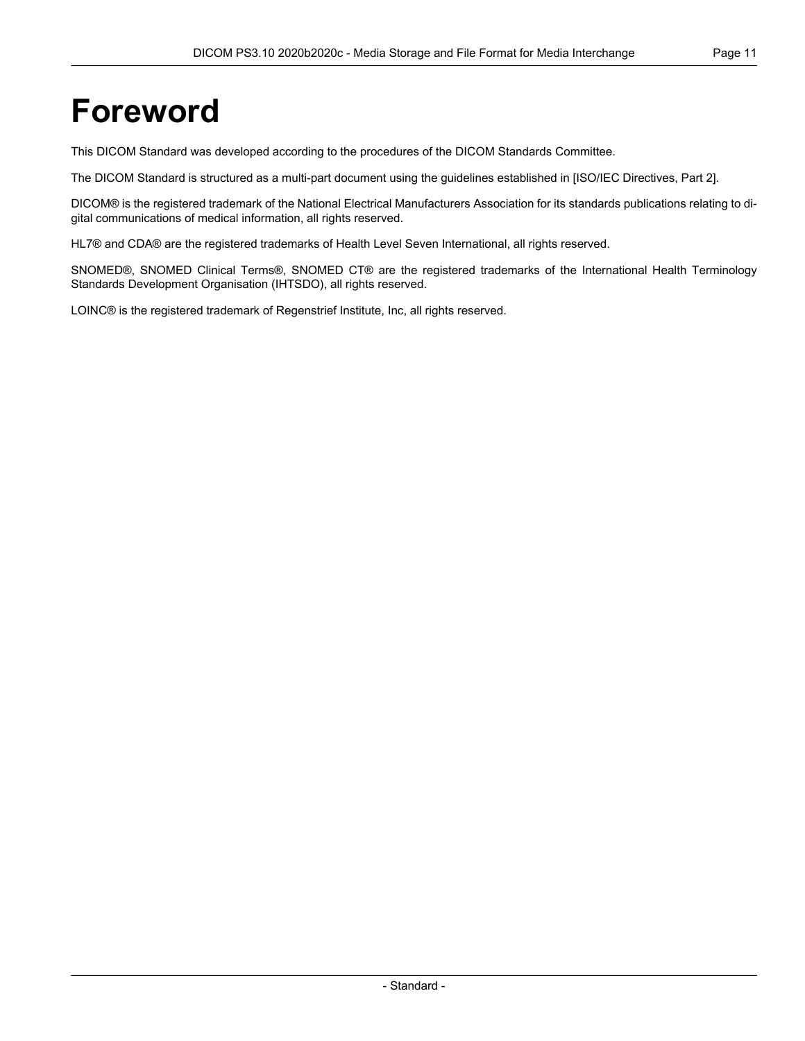# Foreword

This DICOM Standard was developed according to the procedures of the DICOM Standards Committee.

The DICOM Standard is structured as a multi-part document using the guidelines established in [ISO/IEC Directives, Part 2].

DICOM® is the registered trademark of the National Electrical Manufacturers Association for its standards publications relating to digital communications of medical information, all rights reserved.

HL7® and CDA® are the registered trademarks of Health Level Seven International, all rights reserved.

SNOMED®, SNOMED Clinical Terms®, SNOMED CT® are the registered trademarks of the International Health Terminology Standards Development Organisation (IHTSDO), all rights reserved.

LOINC® is the registered trademark of Regenstrief Institute, Inc, all rights reserved.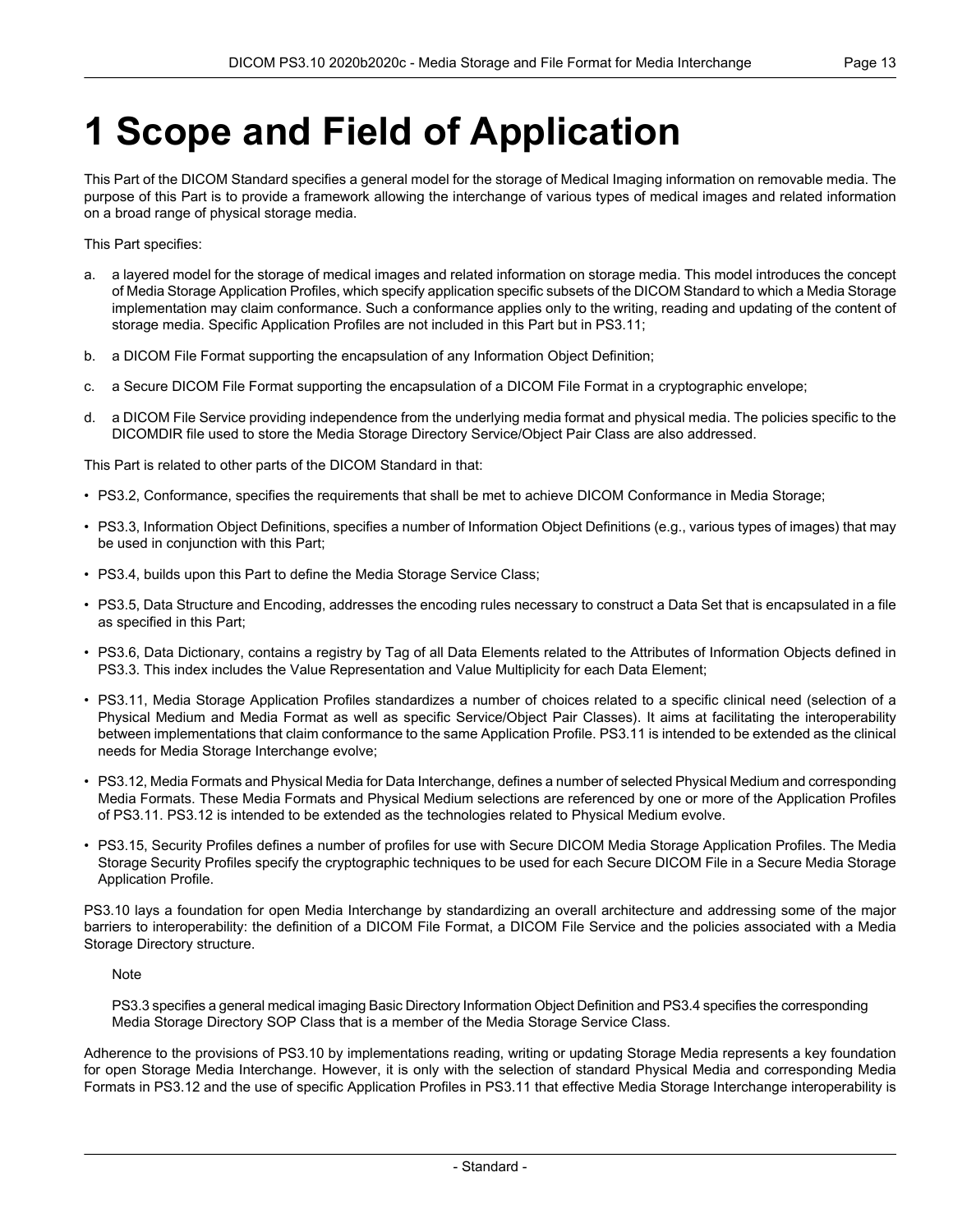# 1 Scope and Field of Application

This Part of the DICOM Standard specifies a general model for the storage of Medical Imaging information on removable media. The purpose of this Part is to provide a framework allowing the interchange of various types of medical images and related information on a broad range of physical storage media.

This Part specifies:

a. a layered model for the storage of medical images and related information on storage media. This model introduces the concept of Media Storage Application Profiles, which specify application specific subsets of the DICOM Standard to which a Media Storage implementation may claim conformance. Such a conformance applies only to the writing, reading and updating of the content of storage media. Specific Application Profiles are not included in this Part but in PS3.11;

b. a DICOM File Format supporting the encapsulation of any Information Object Definition;

c. a Secure DICOM File Format supporting the encapsulation of a DICOM File Format in a cryptographic envelope;

d. a DICOM File Service providing independence from the underlying media format and physical media. The policies specific to the DICOMDIR file used to store the Media Storage Directory Service/Object Pair Class are also addressed.

This Part is related to other parts of the DICOM Standard in that:

- PS3.2, Conformance, specifies the requirements that shall be met to achieve DICOM Conformance in Media Storage;
- PS3.3, Information Object Definitions, specifies a number of Information Object Definitions (e.g., various types of images) that may be used in conjunction with this Part;
- PS3.4, builds upon this Part to define the Media Storage Service Class;
- PS3.5, Data Structure and Encoding, addresses the encoding rules necessary to construct a Data Set that is encapsulated in a file as specified in this Part;
- PS3.6, Data Dictionary, contains a registry by Tag of all Data Elements related to the Attributes of Information Objects defined in PS3.3. This index includes the Value Representation and Value Multiplicity for each Data Element;
- PS3.11, Media Storage Application Profiles standardizes a number of choices related to a specific clinical need (selection of a Physical Medium and Media Format as well as specific Service/Object Pair Classes). It aims at facilitating the interoperability between implementations that claim conformance to the same Application Profile. PS3.11 is intended to be extended as the clinical needs for Media Storage Interchange evolve;
- PS3.12, Media Formats and Physical Media for Data Interchange, defines a number of selected Physical Medium and corresponding Media Formats. These Media Formats and Physical Medium selections are referenced by one or more of the Application Profiles of PS3.11. PS3.12 is intended to be extended as the technologies related to Physical Medium evolve.
- PS3.15, Security Profiles defines a number of profiles for use with Secure DICOM Media Storage Application Profiles. The Media Storage Security Profiles specify the cryptographic techniques to be used for each Secure DICOM File in a Secure Media Storage Application Profile.

PS3.10 lays a foundation for open Media Interchange by standardizing an overall architecture and addressing some of the major barriers to interoperability: the definition of a DICOM File Format, a DICOM File Service and the policies associated with a Media Storage Directory structure.

> Note
>
> PS3.3 specifies a general medical imaging Basic Directory Information Object Definition and PS3.4 specifies the corresponding Media Storage Directory SOP Class that is a member of the Media Storage Service Class.

Adherence to the provisions of PS3.10 by implementations reading, writing or updating Storage Media represents a key foundation for open Storage Media Interchange. However, it is only with the selection of standard Physical Media and corresponding Media Formats in PS3.12 and the use of specific Application Profiles in PS3.11 that effective Media Storage Interchange interoperability is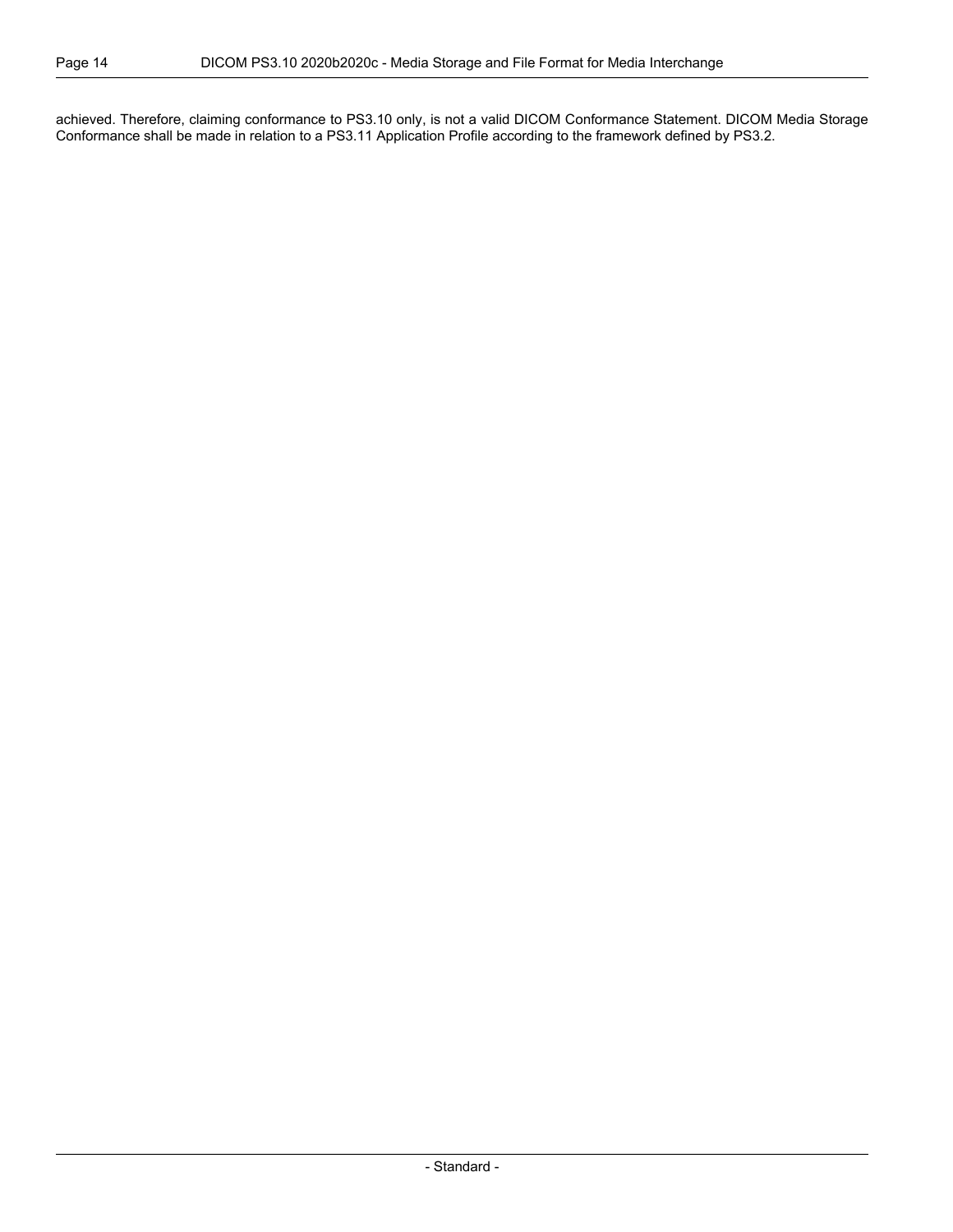achieved. Therefore, claiming conformance to PS3.10 only, is not a valid DICOM Conformance Statement. DICOM Media Storage Conformance shall be made in relation to a PS3.11 Application Profile according to the framework defined by PS3.2.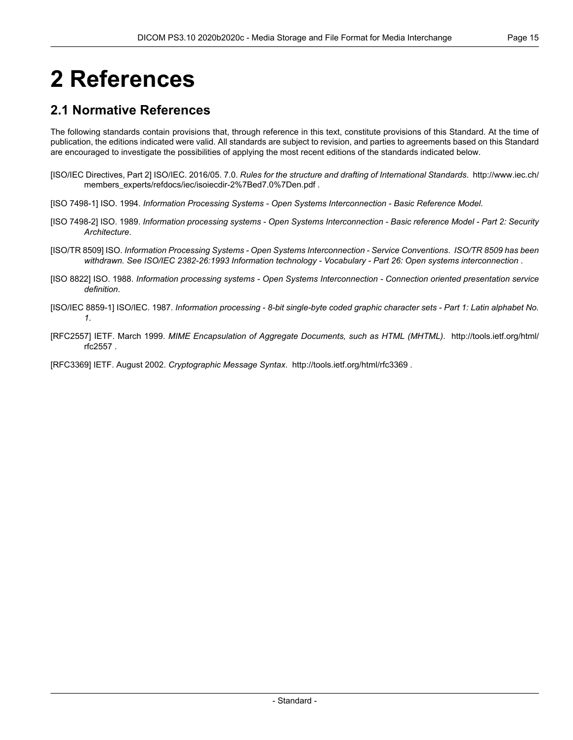# 2 References

## 2.1 Normative References

The following standards contain provisions that, through reference in this text, constitute provisions of this Standard. At the time of publication, the editions indicated were valid. All standards are subject to revision, and parties to agreements based on this Standard are encouraged to investigate the possibilities of applying the most recent editions of the standards indicated below.

[ISO/IEC Directives, Part 2] ISO/IEC. 2016/05. 7.0. *Rules for the structure and drafting of International Standards*. http://www.iec.ch/members_experts/refdocs/iec/isoiecdir-2%7Bed7.0%7Den.pdf .

[ISO 7498-1] ISO. 1994. *Information Processing Systems - Open Systems Interconnection - Basic Reference Model*.

[ISO 7498-2] ISO. 1989. *Information processing systems - Open Systems Interconnection - Basic reference Model - Part 2: Security Architecture*.

[ISO/TR 8509] ISO. *Information Processing Systems - Open Systems Interconnection - Service Conventions*. *ISO/TR 8509 has been withdrawn. See ISO/IEC 2382-26:1993 Information technology - Vocabulary - Part 26: Open systems interconnection* .

[ISO 8822] ISO. 1988. *Information processing systems - Open Systems Interconnection - Connection oriented presentation service definition*.

[ISO/IEC 8859-1] ISO/IEC. 1987. *Information processing - 8-bit single-byte coded graphic character sets - Part 1: Latin alphabet No. 1*.

[RFC2557] IETF. March 1999. *MIME Encapsulation of Aggregate Documents, such as HTML (MHTML)*. http://tools.ietf.org/html/rfc2557 .

[RFC3369] IETF. August 2002. *Cryptographic Message Syntax*. http://tools.ietf.org/html/rfc3369 .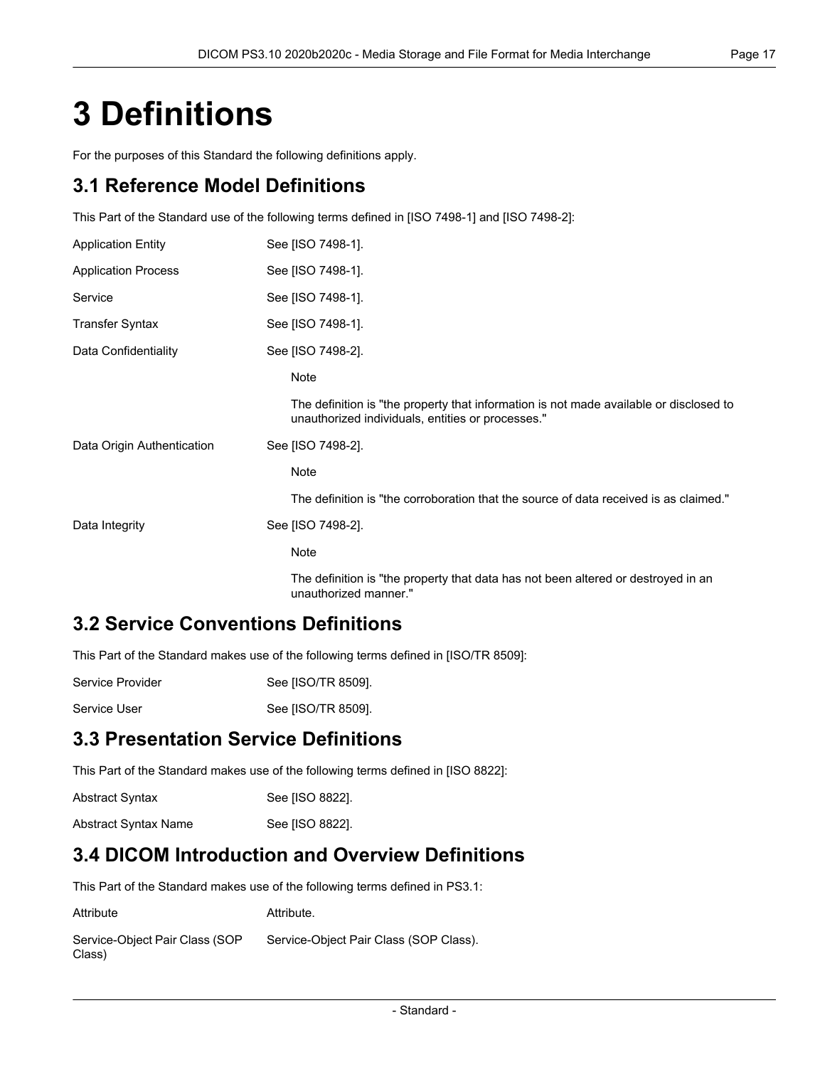# 3 Definitions

For the purposes of this Standard the following definitions apply.

## 3.1 Reference Model Definitions

This Part of the Standard use of the following terms defined in [ISO 7498-1] and [ISO 7498-2]:

Application Entity: See [ISO 7498-1].

Application Process: See [ISO 7498-1].

Service: See [ISO 7498-1].

Transfer Syntax: See [ISO 7498-1].

Data Confidentiality: See [ISO 7498-2].

> Note
>
> The definition is "the property that information is not made available or disclosed to unauthorized individuals, entities or processes."

Data Origin Authentication: See [ISO 7498-2].

> Note
>
> The definition is "the corroboration that the source of data received is as claimed."

Data Integrity: See [ISO 7498-2].

> Note
>
> The definition is "the property that data has not been altered or destroyed in an unauthorized manner."

## 3.2 Service Conventions Definitions

This Part of the Standard makes use of the following terms defined in [ISO/TR 8509]:

Service Provider: See [ISO/TR 8509].

Service User: See [ISO/TR 8509].

## 3.3 Presentation Service Definitions

This Part of the Standard makes use of the following terms defined in [ISO 8822]:

Abstract Syntax: See [ISO 8822].

Abstract Syntax Name: See [ISO 8822].

## 3.4 DICOM Introduction and Overview Definitions

This Part of the Standard makes use of the following terms defined in PS3.1:

Attribute: Attribute.

Service-Object Pair Class (SOP Class): Service-Object Pair Class (SOP Class).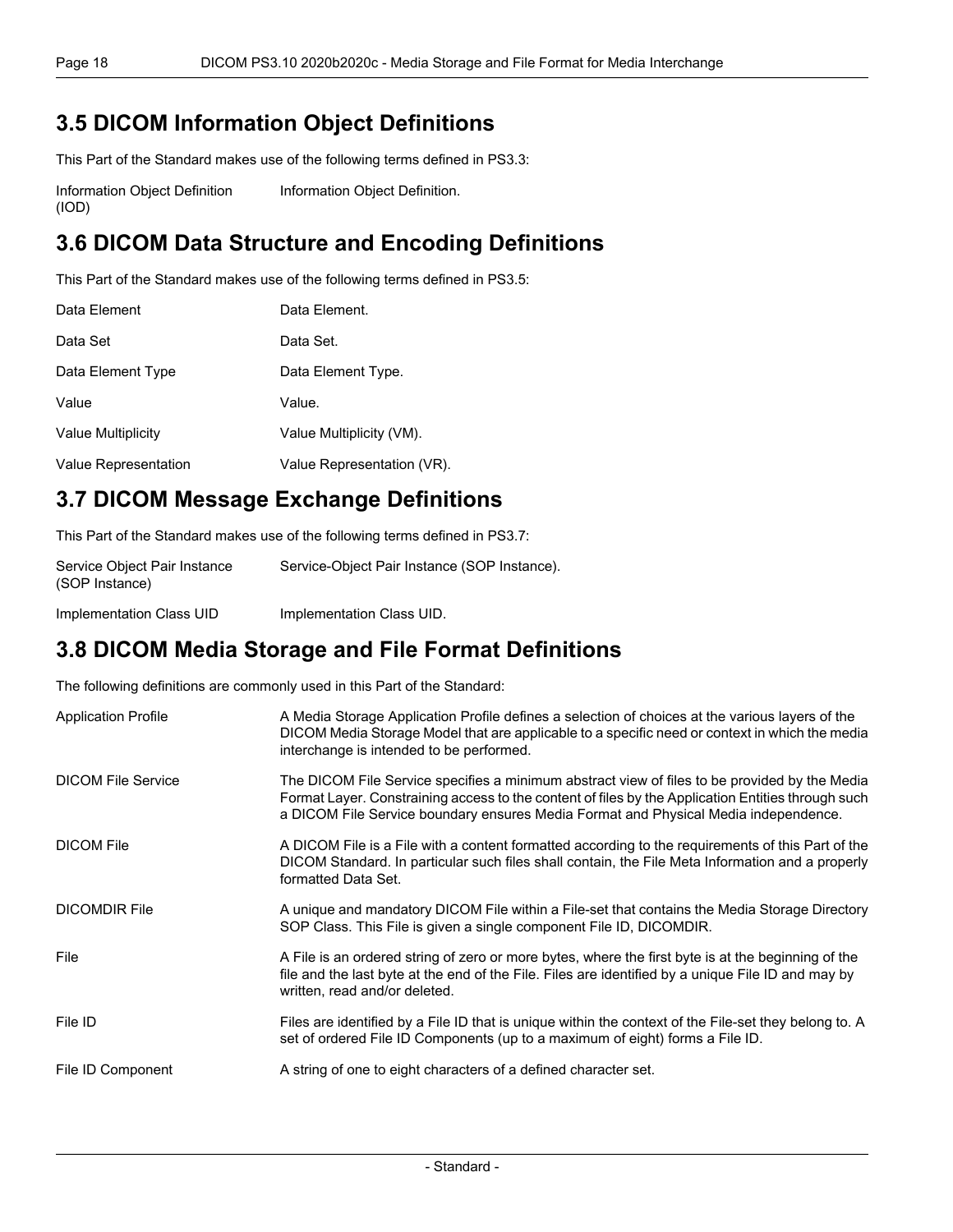## 3.5 DICOM Information Object Definitions

This Part of the Standard makes use of the following terms defined in PS3.3:

Information Object Definition (IOD)
: Information Object Definition.

## 3.6 DICOM Data Structure and Encoding Definitions

This Part of the Standard makes use of the following terms defined in PS3.5:

Data Element
: Data Element.

Data Set
: Data Set.

Data Element Type
: Data Element Type.

Value
: Value.

Value Multiplicity
: Value Multiplicity (VM).

Value Representation
: Value Representation (VR).

## 3.7 DICOM Message Exchange Definitions

This Part of the Standard makes use of the following terms defined in PS3.7:

Service Object Pair Instance (SOP Instance)
: Service-Object Pair Instance (SOP Instance).

Implementation Class UID
: Implementation Class UID.

## 3.8 DICOM Media Storage and File Format Definitions

The following definitions are commonly used in this Part of the Standard:

Application Profile
: A Media Storage Application Profile defines a selection of choices at the various layers of the DICOM Media Storage Model that are applicable to a specific need or context in which the media interchange is intended to be performed.

DICOM File Service
: The DICOM File Service specifies a minimum abstract view of files to be provided by the Media Format Layer. Constraining access to the content of files by the Application Entities through such a DICOM File Service boundary ensures Media Format and Physical Media independence.

DICOM File
: A DICOM File is a File with a content formatted according to the requirements of this Part of the DICOM Standard. In particular such files shall contain, the File Meta Information and a properly formatted Data Set.

DICOMDIR File
: A unique and mandatory DICOM File within a File-set that contains the Media Storage Directory SOP Class. This File is given a single component File ID, DICOMDIR.

File
: A File is an ordered string of zero or more bytes, where the first byte is at the beginning of the file and the last byte at the end of the File. Files are identified by a unique File ID and may by written, read and/or deleted.

File ID
: Files are identified by a File ID that is unique within the context of the File-set they belong to. A set of ordered File ID Components (up to a maximum of eight) forms a File ID.

File ID Component
: A string of one to eight characters of a defined character set.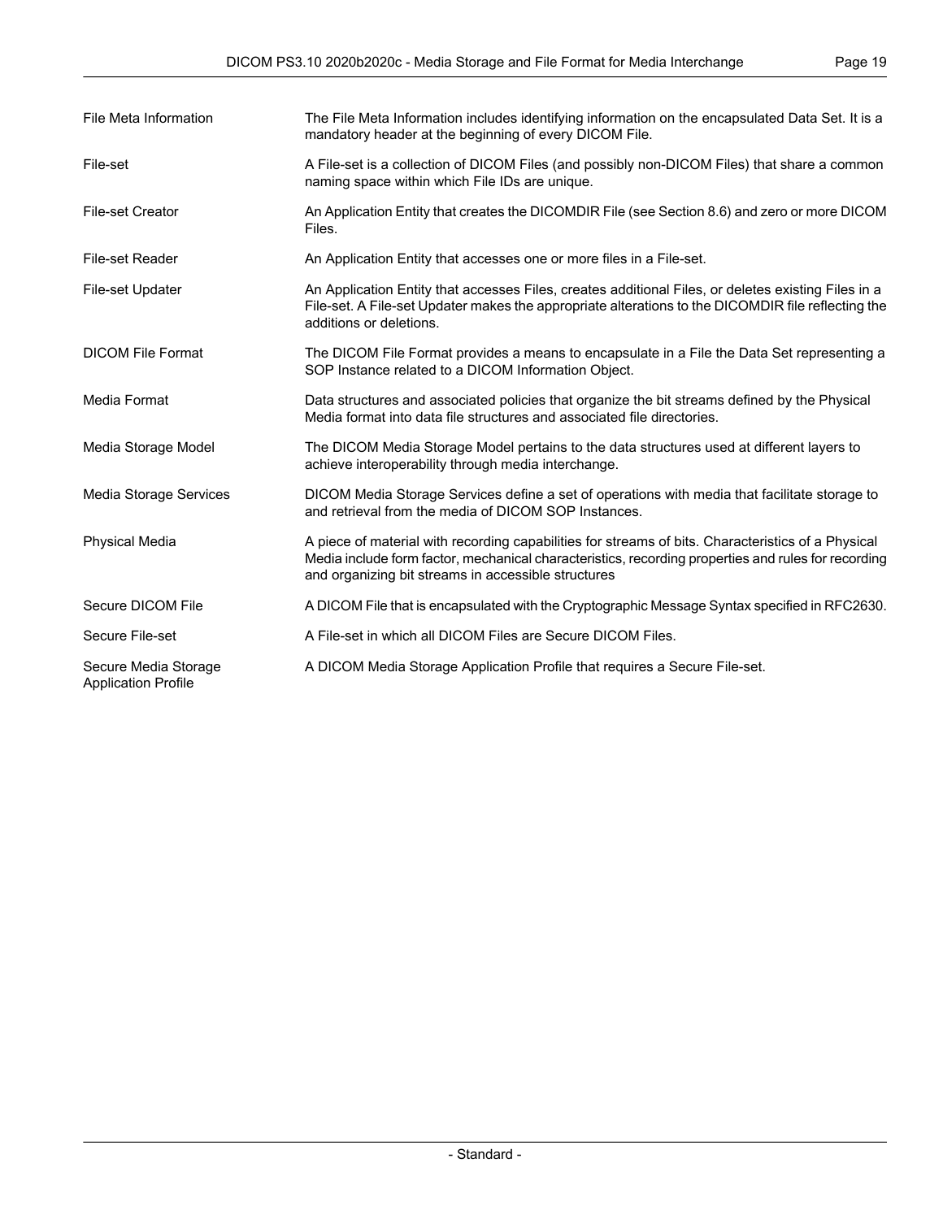File Meta Information — The File Meta Information includes identifying information on the encapsulated Data Set. It is a mandatory header at the beginning of every DICOM File.

File-set — A File-set is a collection of DICOM Files (and possibly non-DICOM Files) that share a common naming space within which File IDs are unique.

File-set Creator — An Application Entity that creates the DICOMDIR File (see Section 8.6) and zero or more DICOM Files.

File-set Reader — An Application Entity that accesses one or more files in a File-set.

File-set Updater — An Application Entity that accesses Files, creates additional Files, or deletes existing Files in a File-set. A File-set Updater makes the appropriate alterations to the DICOMDIR file reflecting the additions or deletions.

DICOM File Format — The DICOM File Format provides a means to encapsulate in a File the Data Set representing a SOP Instance related to a DICOM Information Object.

Media Format — Data structures and associated policies that organize the bit streams defined by the Physical Media format into data file structures and associated file directories.

Media Storage Model — The DICOM Media Storage Model pertains to the data structures used at different layers to achieve interoperability through media interchange.

Media Storage Services — DICOM Media Storage Services define a set of operations with media that facilitate storage to and retrieval from the media of DICOM SOP Instances.

Physical Media — A piece of material with recording capabilities for streams of bits. Characteristics of a Physical Media include form factor, mechanical characteristics, recording properties and rules for recording and organizing bit streams in accessible structures

Secure DICOM File — A DICOM File that is encapsulated with the Cryptographic Message Syntax specified in RFC2630.

Secure File-set — A File-set in which all DICOM Files are Secure DICOM Files.

Secure Media Storage Application Profile — A DICOM Media Storage Application Profile that requires a Secure File-set.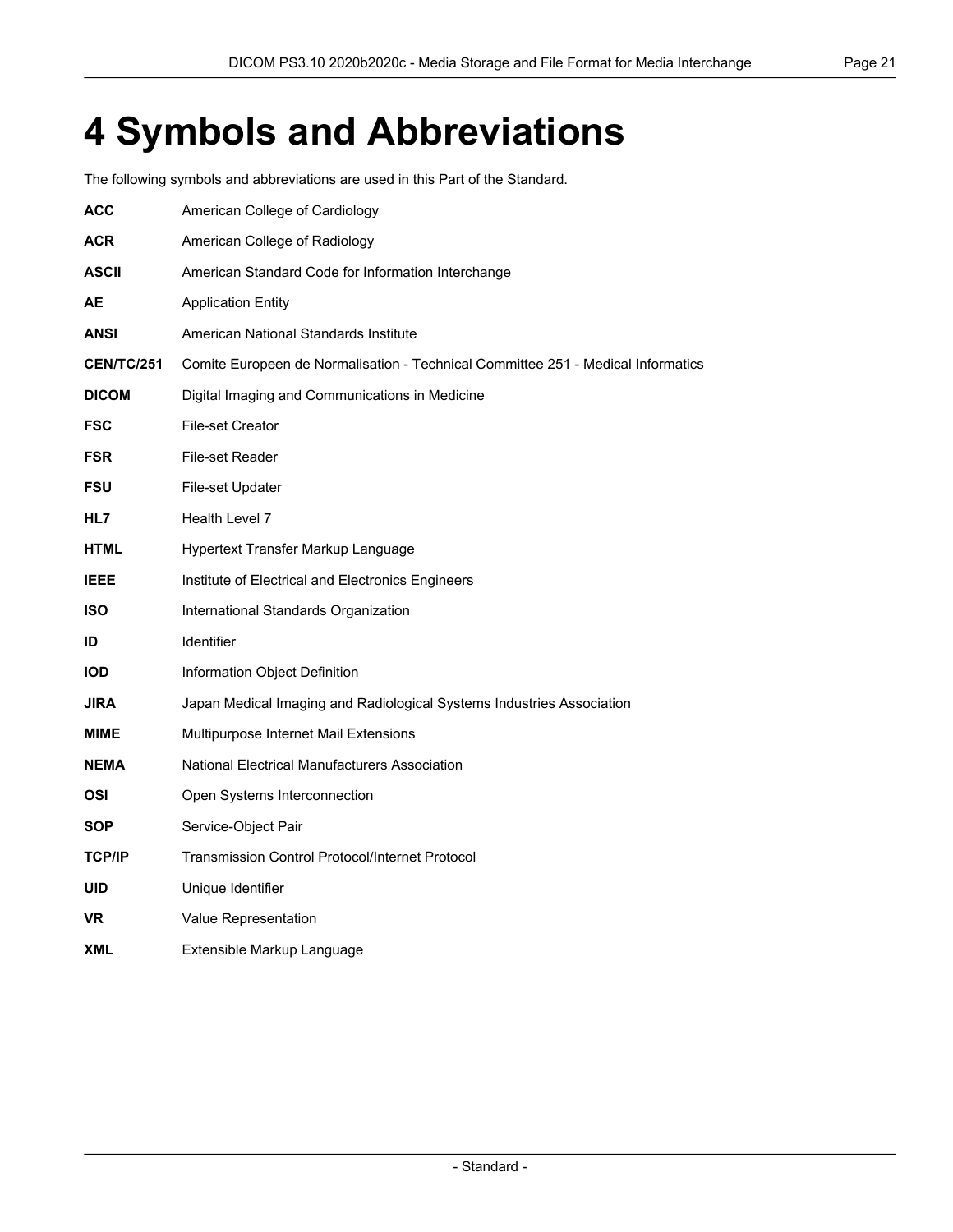# 4 Symbols and Abbreviations

The following symbols and abbreviations are used in this Part of the Standard.

**ACC** American College of Cardiology

**ACR** American College of Radiology

**ASCII** American Standard Code for Information Interchange

**AE** Application Entity

**ANSI** American National Standards Institute

**CEN/TC/251** Comite Europeen de Normalisation - Technical Committee 251 - Medical Informatics

**DICOM** Digital Imaging and Communications in Medicine

**FSC** File-set Creator

**FSR** File-set Reader

**FSU** File-set Updater

**HL7** Health Level 7

**HTML** Hypertext Transfer Markup Language

**IEEE** Institute of Electrical and Electronics Engineers

**ISO** International Standards Organization

**ID** Identifier

**IOD** Information Object Definition

**JIRA** Japan Medical Imaging and Radiological Systems Industries Association

**MIME** Multipurpose Internet Mail Extensions

**NEMA** National Electrical Manufacturers Association

**OSI** Open Systems Interconnection

**SOP** Service-Object Pair

**TCP/IP** Transmission Control Protocol/Internet Protocol

**UID** Unique Identifier

**VR** Value Representation

**XML** Extensible Markup Language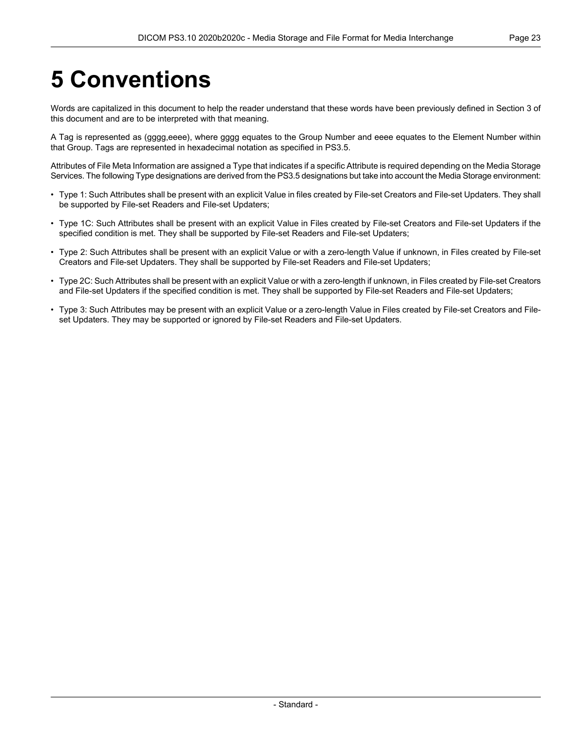# 5 Conventions

Words are capitalized in this document to help the reader understand that these words have been previously defined in Section 3 of this document and are to be interpreted with that meaning.

A Tag is represented as (gggg,eeee), where gggg equates to the Group Number and eeee equates to the Element Number within that Group. Tags are represented in hexadecimal notation as specified in PS3.5.

Attributes of File Meta Information are assigned a Type that indicates if a specific Attribute is required depending on the Media Storage Services. The following Type designations are derived from the PS3.5 designations but take into account the Media Storage environment:

- Type 1: Such Attributes shall be present with an explicit Value in files created by File-set Creators and File-set Updaters. They shall be supported by File-set Readers and File-set Updaters;
- Type 1C: Such Attributes shall be present with an explicit Value in Files created by File-set Creators and File-set Updaters if the specified condition is met. They shall be supported by File-set Readers and File-set Updaters;
- Type 2: Such Attributes shall be present with an explicit Value or with a zero-length Value if unknown, in Files created by File-set Creators and File-set Updaters. They shall be supported by File-set Readers and File-set Updaters;
- Type 2C: Such Attributes shall be present with an explicit Value or with a zero-length if unknown, in Files created by File-set Creators and File-set Updaters if the specified condition is met. They shall be supported by File-set Readers and File-set Updaters;
- Type 3: Such Attributes may be present with an explicit Value or a zero-length Value in Files created by File-set Creators and File-set Updaters. They may be supported or ignored by File-set Readers and File-set Updaters.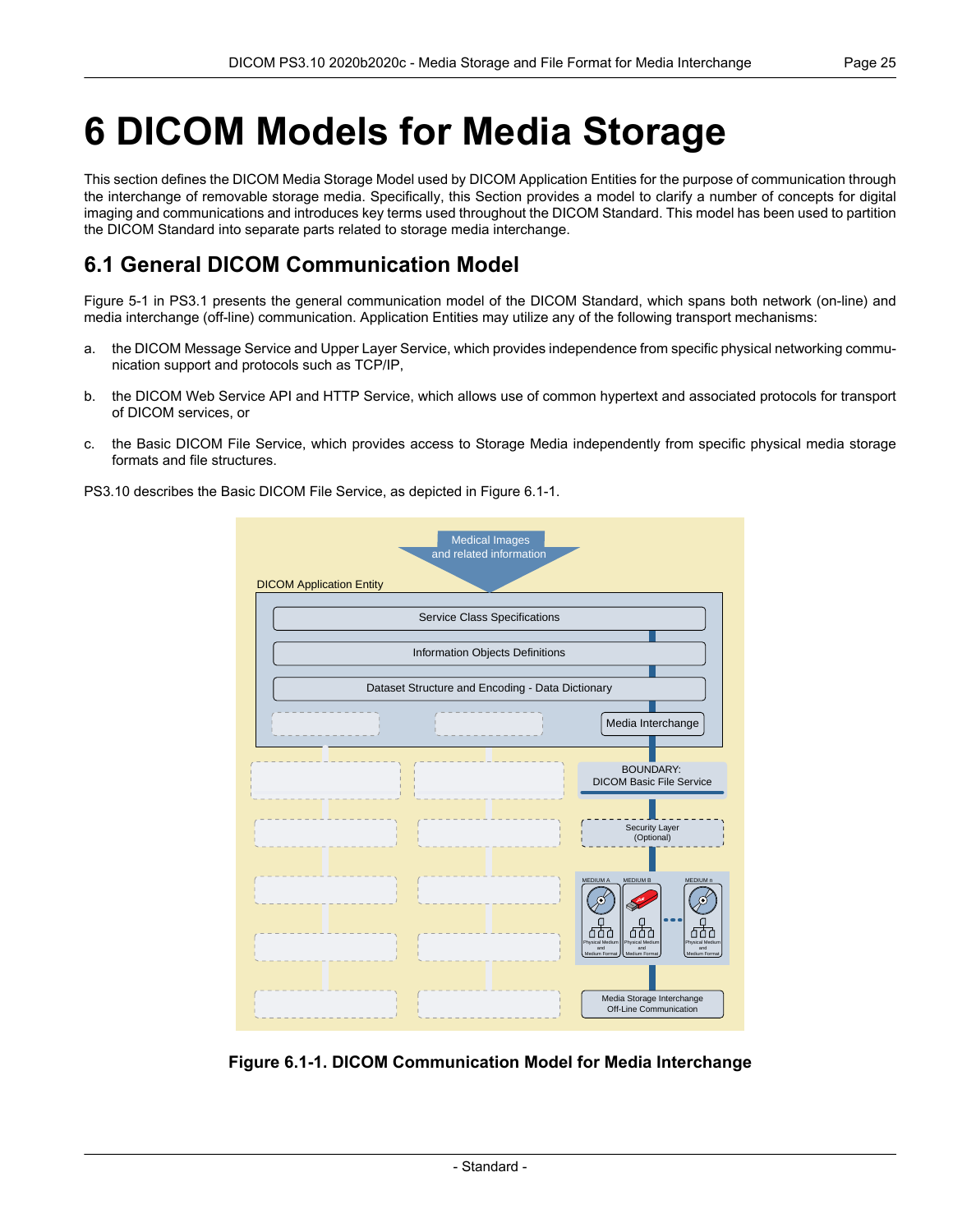# 6 DICOM Models for Media Storage

This section defines the DICOM Media Storage Model used by DICOM Application Entities for the purpose of communication through the interchange of removable storage media. Specifically, this Section provides a model to clarify a number of concepts for digital imaging and communications and introduces key terms used throughout the DICOM Standard. This model has been used to partition the DICOM Standard into separate parts related to storage media interchange.

## 6.1 General DICOM Communication Model

Figure 5-1 in PS3.1 presents the general communication model of the DICOM Standard, which spans both network (on-line) and media interchange (off-line) communication. Application Entities may utilize any of the following transport mechanisms:

a. the DICOM Message Service and Upper Layer Service, which provides independence from specific physical networking communication support and protocols such as TCP/IP,

b. the DICOM Web Service API and HTTP Service, which allows use of common hypertext and associated protocols for transport of DICOM services, or

c. the Basic DICOM File Service, which provides access to Storage Media independently from specific physical media storage formats and file structures.

PS3.10 describes the Basic DICOM File Service, as depicted in Figure 6.1-1.

**Figure 6.1-1. DICOM Communication Model for Media Interchange**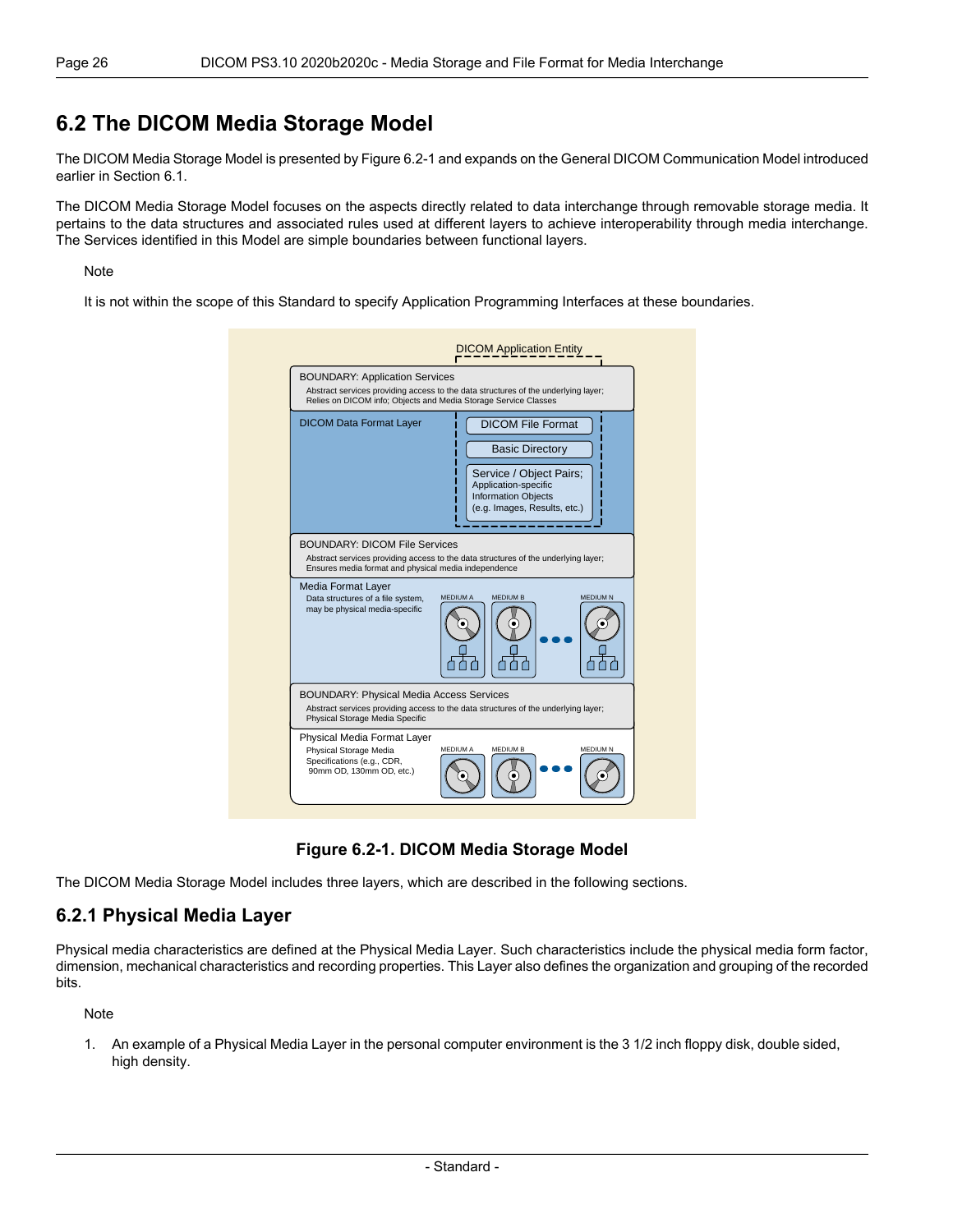## 6.2 The DICOM Media Storage Model

The DICOM Media Storage Model is presented by Figure 6.2-1 and expands on the General DICOM Communication Model introduced earlier in Section 6.1.

The DICOM Media Storage Model focuses on the aspects directly related to data interchange through removable storage media. It pertains to the data structures and associated rules used at different layers to achieve interoperability through media interchange. The Services identified in this Model are simple boundaries between functional layers.

Note

It is not within the scope of this Standard to specify Application Programming Interfaces at these boundaries.

DICOM Application Entity

BOUNDARY: Application Services
Abstract services providing access to the data structures of the underlying layer; Relies on DICOM info; Objects and Media Storage Service Classes

DICOM Data Format Layer
DICOM File Format
Basic Directory
Service / Object Pairs; Application-specific Information Objects (e.g. Images, Results, etc.)

BOUNDARY: DICOM File Services
Abstract services providing access to the data structures of the underlying layer; Ensures media format and physical media independence

Media Format Layer
Data structures of a file system, may be physical media-specific
MEDIUM A MEDIUM B MEDIUM N

BOUNDARY: Physical Media Access Services
Abstract services providing access to the data structures of the underlying layer; Physical Storage Media Specific

Physical Media Format Layer
Physical Storage Media Specifications (e.g., CDR, 90mm OD, 130mm OD, etc.)
MEDIUM A MEDIUM B MEDIUM N

**Figure 6.2-1. DICOM Media Storage Model**

The DICOM Media Storage Model includes three layers, which are described in the following sections.

### 6.2.1 Physical Media Layer

Physical media characteristics are defined at the Physical Media Layer. Such characteristics include the physical media form factor, dimension, mechanical characteristics and recording properties. This Layer also defines the organization and grouping of the recorded bits.

Note

1. An example of a Physical Media Layer in the personal computer environment is the 3 1/2 inch floppy disk, double sided, high density.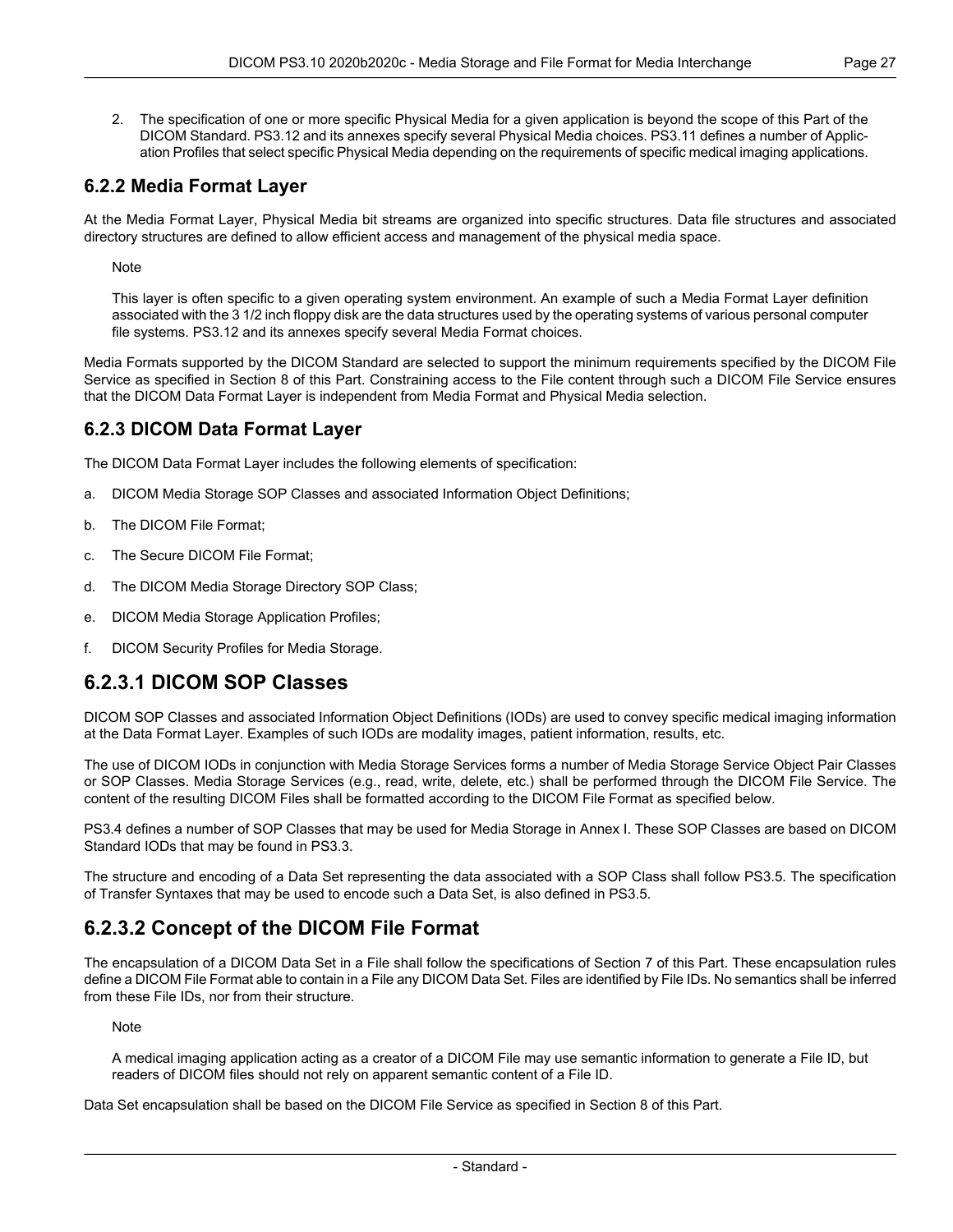2. The specification of one or more specific Physical Media for a given application is beyond the scope of this Part of the DICOM Standard. PS3.12 and its annexes specify several Physical Media choices. PS3.11 defines a number of Application Profiles that select specific Physical Media depending on the requirements of specific medical imaging applications.

## 6.2.2 Media Format Layer

At the Media Format Layer, Physical Media bit streams are organized into specific structures. Data file structures and associated directory structures are defined to allow efficient access and management of the physical media space.

Note

This layer is often specific to a given operating system environment. An example of such a Media Format Layer definition associated with the 3 1/2 inch floppy disk are the data structures used by the operating systems of various personal computer file systems. PS3.12 and its annexes specify several Media Format choices.

Media Formats supported by the DICOM Standard are selected to support the minimum requirements specified by the DICOM File Service as specified in Section 8 of this Part. Constraining access to the File content through such a DICOM File Service ensures that the DICOM Data Format Layer is independent from Media Format and Physical Media selection.

## 6.2.3 DICOM Data Format Layer

The DICOM Data Format Layer includes the following elements of specification:

a. DICOM Media Storage SOP Classes and associated Information Object Definitions;

b. The DICOM File Format;

c. The Secure DICOM File Format;

d. The DICOM Media Storage Directory SOP Class;

e. DICOM Media Storage Application Profiles;

f. DICOM Security Profiles for Media Storage.

## 6.2.3.1 DICOM SOP Classes

DICOM SOP Classes and associated Information Object Definitions (IODs) are used to convey specific medical imaging information at the Data Format Layer. Examples of such IODs are modality images, patient information, results, etc.

The use of DICOM IODs in conjunction with Media Storage Services forms a number of Media Storage Service Object Pair Classes or SOP Classes. Media Storage Services (e.g., read, write, delete, etc.) shall be performed through the DICOM File Service. The content of the resulting DICOM Files shall be formatted according to the DICOM File Format as specified below.

PS3.4 defines a number of SOP Classes that may be used for Media Storage in Annex I. These SOP Classes are based on DICOM Standard IODs that may be found in PS3.3.

The structure and encoding of a Data Set representing the data associated with a SOP Class shall follow PS3.5. The specification of Transfer Syntaxes that may be used to encode such a Data Set, is also defined in PS3.5.

## 6.2.3.2 Concept of the DICOM File Format

The encapsulation of a DICOM Data Set in a File shall follow the specifications of Section 7 of this Part. These encapsulation rules define a DICOM File Format able to contain in a File any DICOM Data Set. Files are identified by File IDs. No semantics shall be inferred from these File IDs, nor from their structure.

Note

A medical imaging application acting as a creator of a DICOM File may use semantic information to generate a File ID, but readers of DICOM files should not rely on apparent semantic content of a File ID.

Data Set encapsulation shall be based on the DICOM File Service as specified in Section 8 of this Part.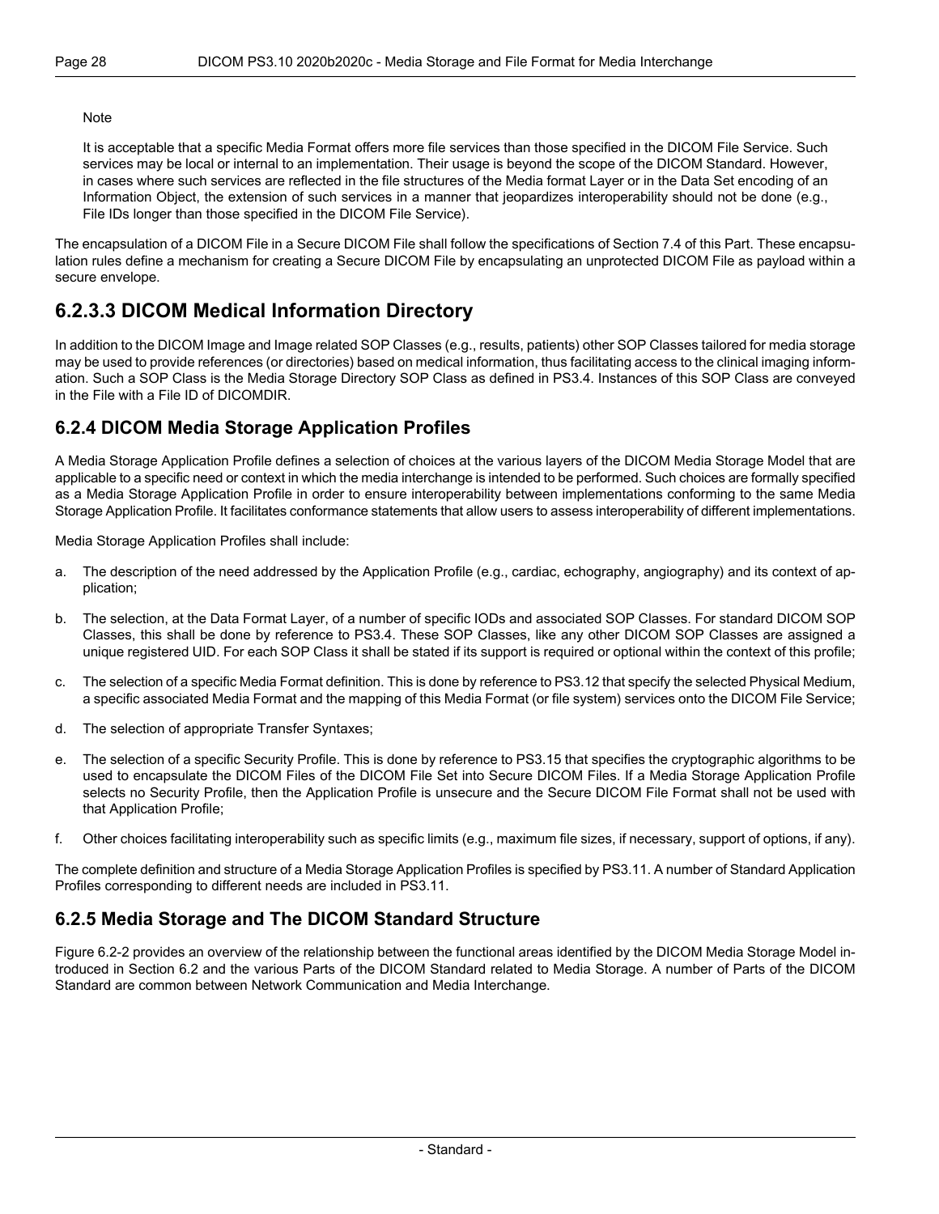Note

It is acceptable that a specific Media Format offers more file services than those specified in the DICOM File Service. Such services may be local or internal to an implementation. Their usage is beyond the scope of the DICOM Standard. However, in cases where such services are reflected in the file structures of the Media format Layer or in the Data Set encoding of an Information Object, the extension of such services in a manner that jeopardizes interoperability should not be done (e.g., File IDs longer than those specified in the DICOM File Service).

The encapsulation of a DICOM File in a Secure DICOM File shall follow the specifications of Section 7.4 of this Part. These encapsulation rules define a mechanism for creating a Secure DICOM File by encapsulating an unprotected DICOM File as payload within a secure envelope.

### 6.2.3.3 DICOM Medical Information Directory

In addition to the DICOM Image and Image related SOP Classes (e.g., results, patients) other SOP Classes tailored for media storage may be used to provide references (or directories) based on medical information, thus facilitating access to the clinical imaging information. Such a SOP Class is the Media Storage Directory SOP Class as defined in PS3.4. Instances of this SOP Class are conveyed in the File with a File ID of DICOMDIR.

## 6.2.4 DICOM Media Storage Application Profiles

A Media Storage Application Profile defines a selection of choices at the various layers of the DICOM Media Storage Model that are applicable to a specific need or context in which the media interchange is intended to be performed. Such choices are formally specified as a Media Storage Application Profile in order to ensure interoperability between implementations conforming to the same Media Storage Application Profile. It facilitates conformance statements that allow users to assess interoperability of different implementations.

Media Storage Application Profiles shall include:

a. The description of the need addressed by the Application Profile (e.g., cardiac, echography, angiography) and its context of application;

b. The selection, at the Data Format Layer, of a number of specific IODs and associated SOP Classes. For standard DICOM SOP Classes, this shall be done by reference to PS3.4. These SOP Classes, like any other DICOM SOP Classes are assigned a unique registered UID. For each SOP Class it shall be stated if its support is required or optional within the context of this profile;

c. The selection of a specific Media Format definition. This is done by reference to PS3.12 that specify the selected Physical Medium, a specific associated Media Format and the mapping of this Media Format (or file system) services onto the DICOM File Service;

d. The selection of appropriate Transfer Syntaxes;

e. The selection of a specific Security Profile. This is done by reference to PS3.15 that specifies the cryptographic algorithms to be used to encapsulate the DICOM Files of the DICOM File Set into Secure DICOM Files. If a Media Storage Application Profile selects no Security Profile, then the Application Profile is unsecure and the Secure DICOM File Format shall not be used with that Application Profile;

f. Other choices facilitating interoperability such as specific limits (e.g., maximum file sizes, if necessary, support of options, if any).

The complete definition and structure of a Media Storage Application Profiles is specified by PS3.11. A number of Standard Application Profiles corresponding to different needs are included in PS3.11.

## 6.2.5 Media Storage and The DICOM Standard Structure

Figure 6.2-2 provides an overview of the relationship between the functional areas identified by the DICOM Media Storage Model introduced in Section 6.2 and the various Parts of the DICOM Standard related to Media Storage. A number of Parts of the DICOM Standard are common between Network Communication and Media Interchange.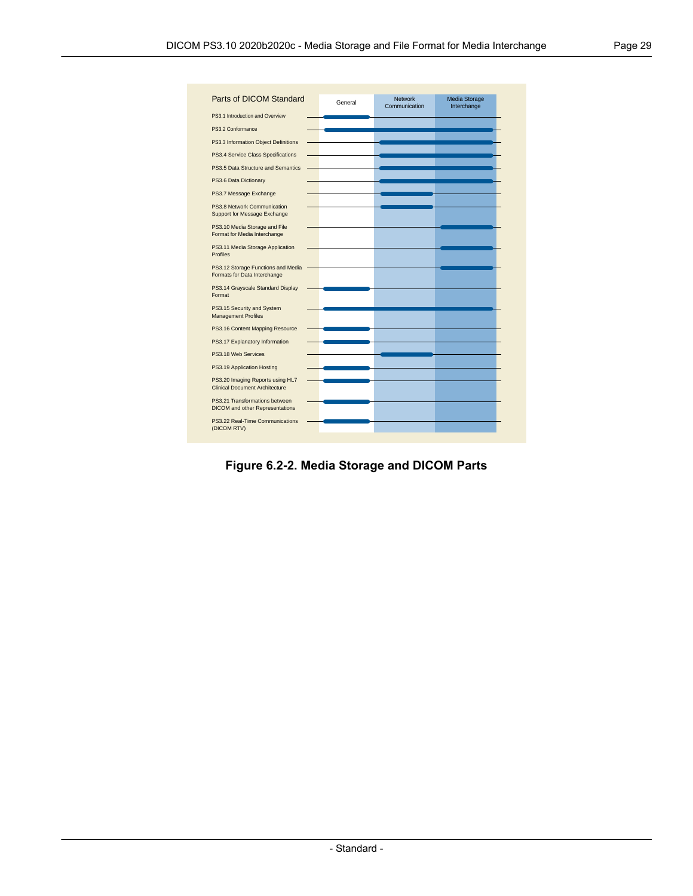| Parts of DICOM Standard | General | Network Communication | Media Storage Interchange |
|---|---|---|---|
| PS3.1 Introduction and Overview | X | | |
| PS3.2 Conformance | X | X | X |
| PS3.3 Information Object Definitions | | X | X |
| PS3.4 Service Class Specifications | | X | X |
| PS3.5 Data Structure and Semantics | | X | X |
| PS3.6 Data Dictionary | | X | X |
| PS3.7 Message Exchange | | X | |
| PS3.8 Network Communication Support for Message Exchange | | X | |
| PS3.10 Media Storage and File Format for Media Interchange | | | X |
| PS3.11 Media Storage Application Profiles | | | X |
| PS3.12 Storage Functions and Media Formats for Data Interchange | | | X |
| PS3.14 Grayscale Standard Display Format | X | | |
| PS3.15 Security and System Management Profiles | X | X | X |
| PS3.16 Content Mapping Resource | X | | |
| PS3.17 Explanatory Information | X | | |
| PS3.18 Web Services | | X | |
| PS3.19 Application Hosting | X | | |
| PS3.20 Imaging Reports using HL7 Clinical Document Architecture | X | | |
| PS3.21 Transformations between DICOM and other Representations | X | | |
| PS3.22 Real-Time Communications (DICOM RTV) | X | | |

**Figure 6.2-2. Media Storage and DICOM Parts**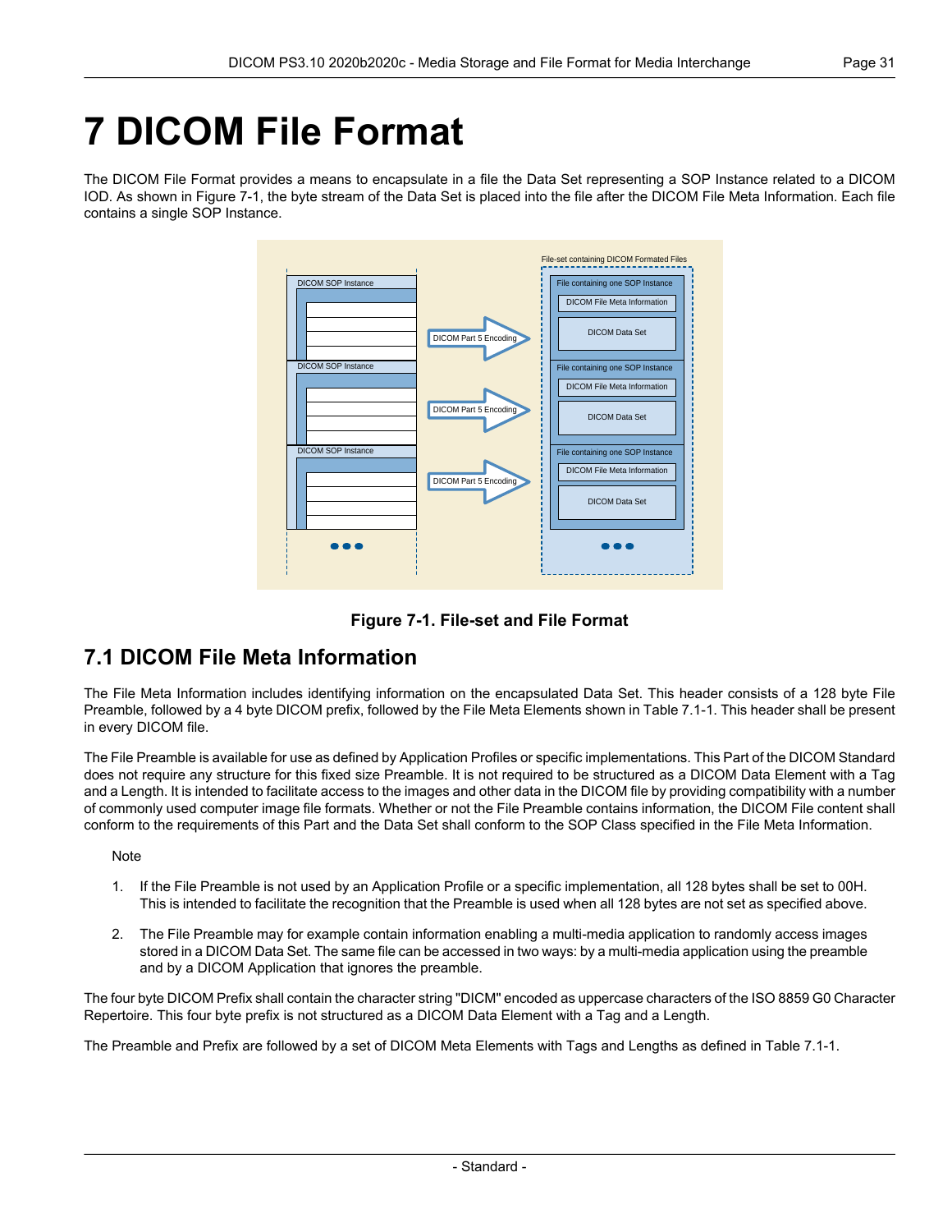# 7 DICOM File Format

The DICOM File Format provides a means to encapsulate in a file the Data Set representing a SOP Instance related to a DICOM IOD. As shown in Figure 7-1, the byte stream of the Data Set is placed into the file after the DICOM File Meta Information. Each file contains a single SOP Instance.

**Figure 7-1. File-set and File Format**

## 7.1 DICOM File Meta Information

The File Meta Information includes identifying information on the encapsulated Data Set. This header consists of a 128 byte File Preamble, followed by a 4 byte DICOM prefix, followed by the File Meta Elements shown in Table 7.1-1. This header shall be present in every DICOM file.

The File Preamble is available for use as defined by Application Profiles or specific implementations. This Part of the DICOM Standard does not require any structure for this fixed size Preamble. It is not required to be structured as a DICOM Data Element with a Tag and a Length. It is intended to facilitate access to the images and other data in the DICOM file by providing compatibility with a number of commonly used computer image file formats. Whether or not the File Preamble contains information, the DICOM File content shall conform to the requirements of this Part and the Data Set shall conform to the SOP Class specified in the File Meta Information.

Note

1. If the File Preamble is not used by an Application Profile or a specific implementation, all 128 bytes shall be set to 00H. This is intended to facilitate the recognition that the Preamble is used when all 128 bytes are not set as specified above.
2. The File Preamble may for example contain information enabling a multi-media application to randomly access images stored in a DICOM Data Set. The same file can be accessed in two ways: by a multi-media application using the preamble and by a DICOM Application that ignores the preamble.

The four byte DICOM Prefix shall contain the character string "DICM" encoded as uppercase characters of the ISO 8859 G0 Character Repertoire. This four byte prefix is not structured as a DICOM Data Element with a Tag and a Length.

The Preamble and Prefix are followed by a set of DICOM Meta Elements with Tags and Lengths as defined in Table 7.1-1.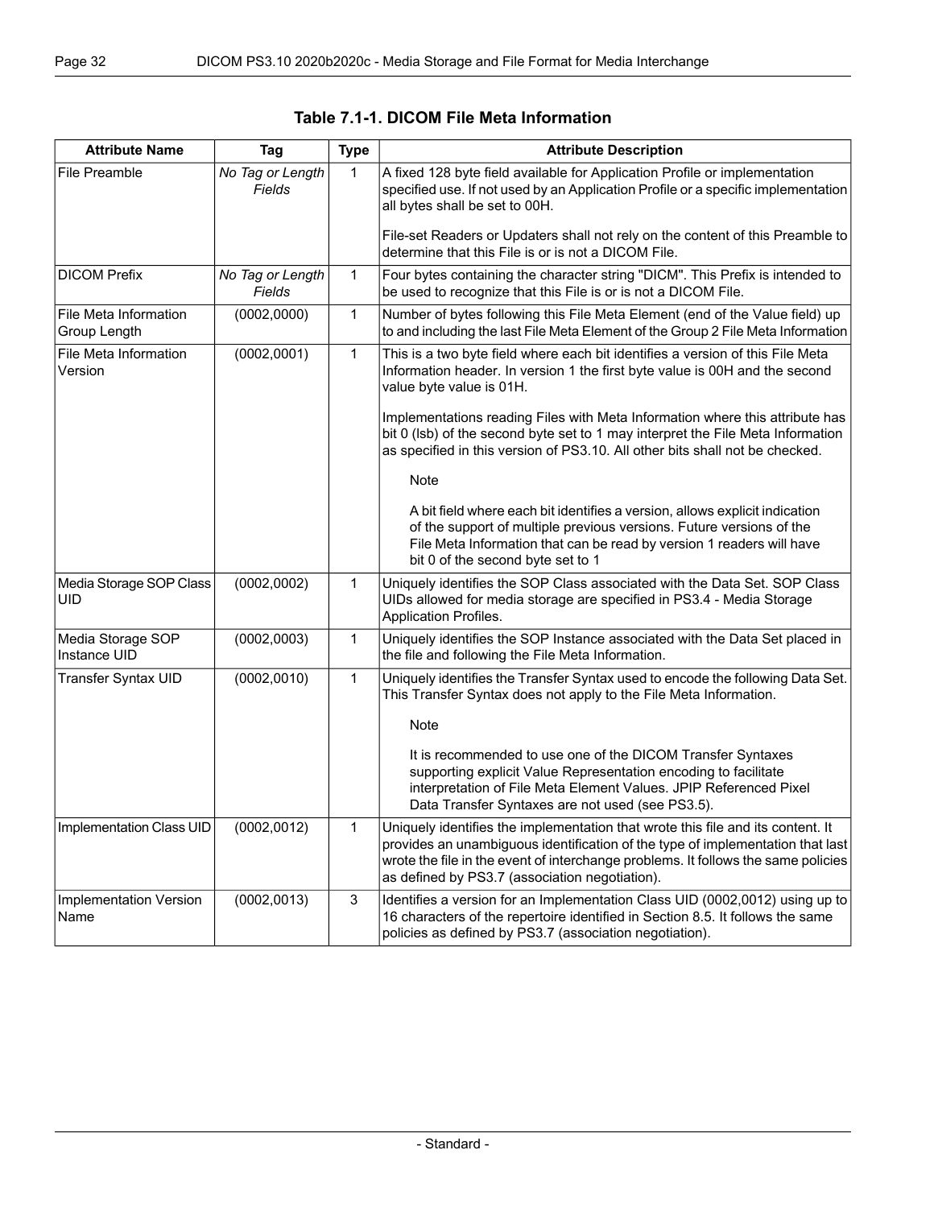**Table 7.1-1. DICOM File Meta Information**

| Attribute Name | Tag | Type | Attribute Description |
|---|---|---|---|
| File Preamble | *No Tag or Length Fields* | 1 | A fixed 128 byte field available for Application Profile or implementation specified use. If not used by an Application Profile or a specific implementation all bytes shall be set to 00H.<br><br>File-set Readers or Updaters shall not rely on the content of this Preamble to determine that this File is or is not a DICOM File. |
| DICOM Prefix | *No Tag or Length Fields* | 1 | Four bytes containing the character string "DICM". This Prefix is intended to be used to recognize that this File is or is not a DICOM File. |
| File Meta Information Group Length | (0002,0000) | 1 | Number of bytes following this File Meta Element (end of the Value field) up to and including the last File Meta Element of the Group 2 File Meta Information |
| File Meta Information Version | (0002,0001) | 1 | This is a two byte field where each bit identifies a version of this File Meta Information header. In version 1 the first byte value is 00H and the second value byte value is 01H.<br><br>Implementations reading Files with Meta Information where this attribute has bit 0 (lsb) of the second byte set to 1 may interpret the File Meta Information as specified in this version of PS3.10. All other bits shall not be checked.<br><br>Note<br><br>A bit field where each bit identifies a version, allows explicit indication of the support of multiple previous versions. Future versions of the File Meta Information that can be read by version 1 readers will have bit 0 of the second byte set to 1 |
| Media Storage SOP Class UID | (0002,0002) | 1 | Uniquely identifies the SOP Class associated with the Data Set. SOP Class UIDs allowed for media storage are specified in PS3.4 - Media Storage Application Profiles. |
| Media Storage SOP Instance UID | (0002,0003) | 1 | Uniquely identifies the SOP Instance associated with the Data Set placed in the file and following the File Meta Information. |
| Transfer Syntax UID | (0002,0010) | 1 | Uniquely identifies the Transfer Syntax used to encode the following Data Set. This Transfer Syntax does not apply to the File Meta Information.<br><br>Note<br><br>It is recommended to use one of the DICOM Transfer Syntaxes supporting explicit Value Representation encoding to facilitate interpretation of File Meta Element Values. JPIP Referenced Pixel Data Transfer Syntaxes are not used (see PS3.5). |
| Implementation Class UID | (0002,0012) | 1 | Uniquely identifies the implementation that wrote this file and its content. It provides an unambiguous identification of the type of implementation that last wrote the file in the event of interchange problems. It follows the same policies as defined by PS3.7 (association negotiation). |
| Implementation Version Name | (0002,0013) | 3 | Identifies a version for an Implementation Class UID (0002,0012) using up to 16 characters of the repertoire identified in Section 8.5. It follows the same policies as defined by PS3.7 (association negotiation). |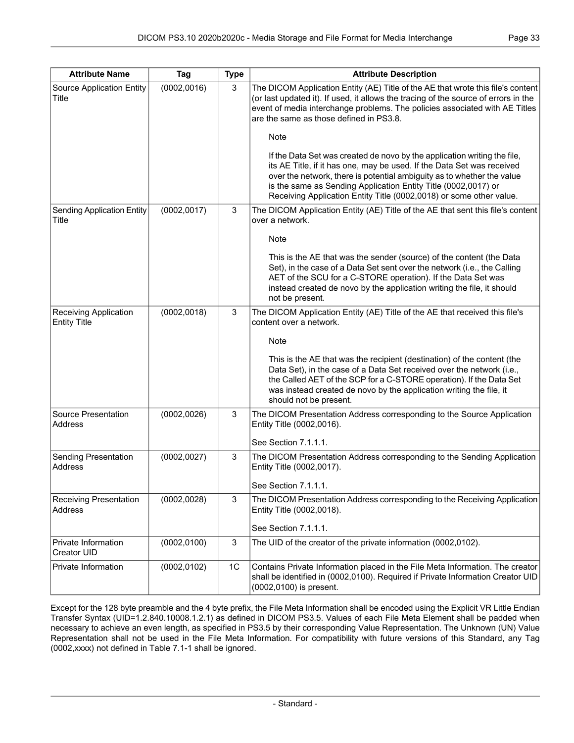| Attribute Name | Tag | Type | Attribute Description |
|---|---|---|---|
| Source Application Entity Title | (0002,0016) | 3 | The DICOM Application Entity (AE) Title of the AE that wrote this file's content (or last updated it). If used, it allows the tracing of the source of errors in the event of media interchange problems. The policies associated with AE Titles are the same as those defined in PS3.8. <br><br> Note <br><br> If the Data Set was created de novo by the application writing the file, its AE Title, if it has one, may be used. If the Data Set was received over the network, there is potential ambiguity as to whether the value is the same as Sending Application Entity Title (0002,0017) or Receiving Application Entity Title (0002,0018) or some other value. |
| Sending Application Entity Title | (0002,0017) | 3 | The DICOM Application Entity (AE) Title of the AE that sent this file's content over a network. <br><br> Note <br><br> This is the AE that was the sender (source) of the content (the Data Set), in the case of a Data Set sent over the network (i.e., the Calling AET of the SCU for a C-STORE operation). If the Data Set was instead created de novo by the application writing the file, it should not be present. |
| Receiving Application Entity Title | (0002,0018) | 3 | The DICOM Application Entity (AE) Title of the AE that received this file's content over a network. <br><br> Note <br><br> This is the AE that was the recipient (destination) of the content (the Data Set), in the case of a Data Set received over the network (i.e., the Called AET of the SCP for a C-STORE operation). If the Data Set was instead created de novo by the application writing the file, it should not be present. |
| Source Presentation Address | (0002,0026) | 3 | The DICOM Presentation Address corresponding to the Source Application Entity Title (0002,0016). <br><br> See Section 7.1.1.1. |
| Sending Presentation Address | (0002,0027) | 3 | The DICOM Presentation Address corresponding to the Sending Application Entity Title (0002,0017). <br><br> See Section 7.1.1.1. |
| Receiving Presentation Address | (0002,0028) | 3 | The DICOM Presentation Address corresponding to the Receiving Application Entity Title (0002,0018). <br><br> See Section 7.1.1.1. |
| Private Information Creator UID | (0002,0100) | 3 | The UID of the creator of the private information (0002,0102). |
| Private Information | (0002,0102) | 1C | Contains Private Information placed in the File Meta Information. The creator shall be identified in (0002,0100). Required if Private Information Creator UID (0002,0100) is present. |

Except for the 128 byte preamble and the 4 byte prefix, the File Meta Information shall be encoded using the Explicit VR Little Endian Transfer Syntax (UID=1.2.840.10008.1.2.1) as defined in DICOM PS3.5. Values of each File Meta Element shall be padded when necessary to achieve an even length, as specified in PS3.5 by their corresponding Value Representation. The Unknown (UN) Value Representation shall not be used in the File Meta Information. For compatibility with future versions of this Standard, any Tag (0002,xxxx) not defined in Table 7.1-1 shall be ignored.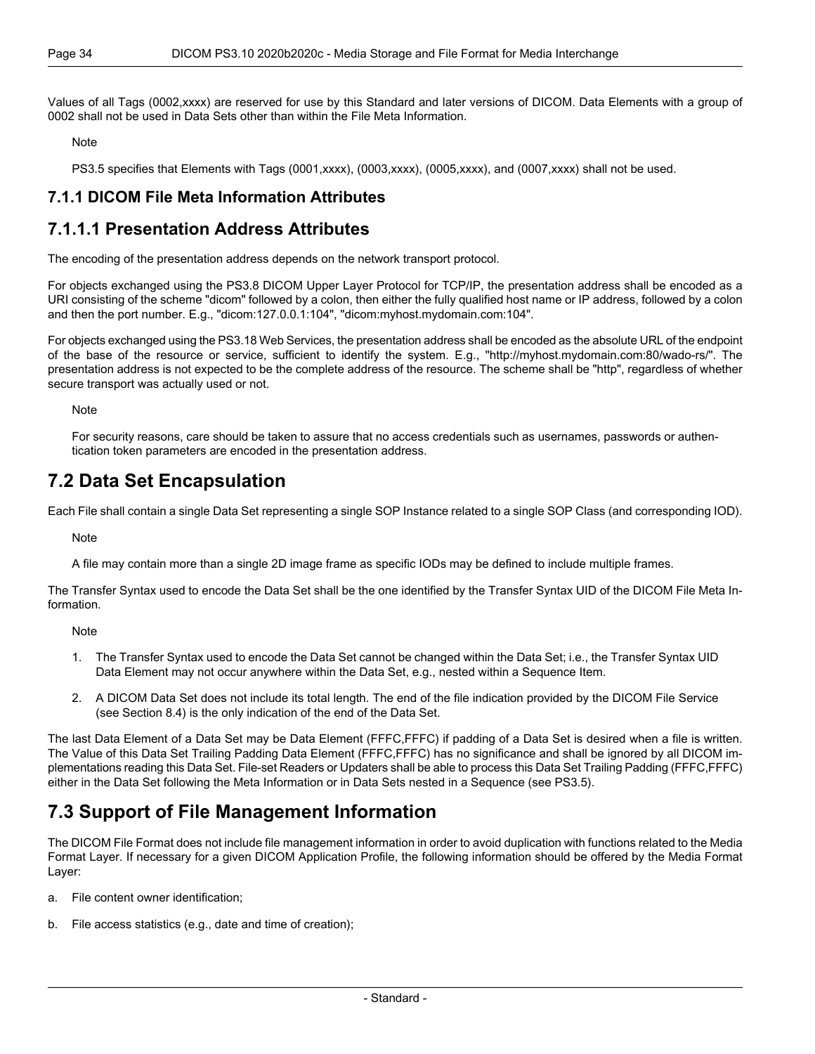Values of all Tags (0002,xxxx) are reserved for use by this Standard and later versions of DICOM. Data Elements with a group of 0002 shall not be used in Data Sets other than within the File Meta Information.

Note

PS3.5 specifies that Elements with Tags (0001,xxxx), (0003,xxxx), (0005,xxxx), and (0007,xxxx) shall not be used.

### 7.1.1 DICOM File Meta Information Attributes

### 7.1.1.1 Presentation Address Attributes

The encoding of the presentation address depends on the network transport protocol.

For objects exchanged using the PS3.8 DICOM Upper Layer Protocol for TCP/IP, the presentation address shall be encoded as a URI consisting of the scheme "dicom" followed by a colon, then either the fully qualified host name or IP address, followed by a colon and then the port number. E.g., "dicom:127.0.0.1:104", "dicom:myhost.mydomain.com:104".

For objects exchanged using the PS3.18 Web Services, the presentation address shall be encoded as the absolute URL of the endpoint of the base of the resource or service, sufficient to identify the system. E.g., "http://myhost.mydomain.com:80/wado-rs/". The presentation address is not expected to be the complete address of the resource. The scheme shall be "http", regardless of whether secure transport was actually used or not.

Note

For security reasons, care should be taken to assure that no access credentials such as usernames, passwords or authentication token parameters are encoded in the presentation address.

## 7.2 Data Set Encapsulation

Each File shall contain a single Data Set representing a single SOP Instance related to a single SOP Class (and corresponding IOD).

Note

A file may contain more than a single 2D image frame as specific IODs may be defined to include multiple frames.

The Transfer Syntax used to encode the Data Set shall be the one identified by the Transfer Syntax UID of the DICOM File Meta Information.

Note

1. The Transfer Syntax used to encode the Data Set cannot be changed within the Data Set; i.e., the Transfer Syntax UID Data Element may not occur anywhere within the Data Set, e.g., nested within a Sequence Item.
2. A DICOM Data Set does not include its total length. The end of the file indication provided by the DICOM File Service (see Section 8.4) is the only indication of the end of the Data Set.

The last Data Element of a Data Set may be Data Element (FFFC,FFFC) if padding of a Data Set is desired when a file is written. The Value of this Data Set Trailing Padding Data Element (FFFC,FFFC) has no significance and shall be ignored by all DICOM implementations reading this Data Set. File-set Readers or Updaters shall be able to process this Data Set Trailing Padding (FFFC,FFFC) either in the Data Set following the Meta Information or in Data Sets nested in a Sequence (see PS3.5).

## 7.3 Support of File Management Information

The DICOM File Format does not include file management information in order to avoid duplication with functions related to the Media Format Layer. If necessary for a given DICOM Application Profile, the following information should be offered by the Media Format Layer:

a. File content owner identification;

b. File access statistics (e.g., date and time of creation);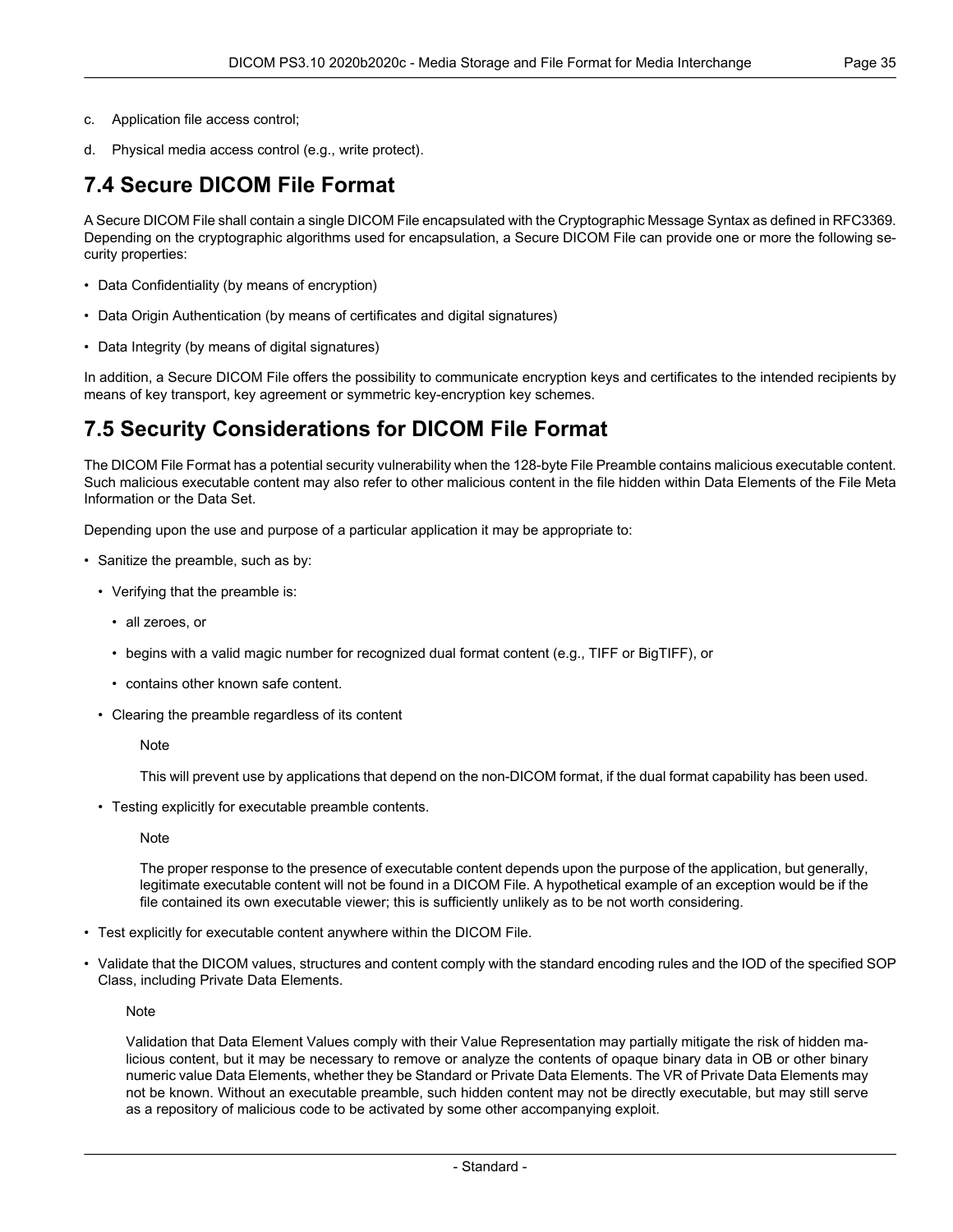c. Application file access control;

d. Physical media access control (e.g., write protect).

## 7.4 Secure DICOM File Format

A Secure DICOM File shall contain a single DICOM File encapsulated with the Cryptographic Message Syntax as defined in RFC3369. Depending on the cryptographic algorithms used for encapsulation, a Secure DICOM File can provide one or more the following security properties:

- Data Confidentiality (by means of encryption)
- Data Origin Authentication (by means of certificates and digital signatures)
- Data Integrity (by means of digital signatures)

In addition, a Secure DICOM File offers the possibility to communicate encryption keys and certificates to the intended recipients by means of key transport, key agreement or symmetric key-encryption key schemes.

## 7.5 Security Considerations for DICOM File Format

The DICOM File Format has a potential security vulnerability when the 128-byte File Preamble contains malicious executable content. Such malicious executable content may also refer to other malicious content in the file hidden within Data Elements of the File Meta Information or the Data Set.

Depending upon the use and purpose of a particular application it may be appropriate to:

- Sanitize the preamble, such as by:
  - Verifying that the preamble is:
    - all zeroes, or
    - begins with a valid magic number for recognized dual format content (e.g., TIFF or BigTIFF), or
    - contains other known safe content.
  - Clearing the preamble regardless of its content

    Note

    This will prevent use by applications that depend on the non-DICOM format, if the dual format capability has been used.

  - Testing explicitly for executable preamble contents.

    Note

    The proper response to the presence of executable content depends upon the purpose of the application, but generally, legitimate executable content will not be found in a DICOM File. A hypothetical example of an exception would be if the file contained its own executable viewer; this is sufficiently unlikely as to be not worth considering.

- Test explicitly for executable content anywhere within the DICOM File.
- Validate that the DICOM values, structures and content comply with the standard encoding rules and the IOD of the specified SOP Class, including Private Data Elements.

  Note

  Validation that Data Element Values comply with their Value Representation may partially mitigate the risk of hidden malicious content, but it may be necessary to remove or analyze the contents of opaque binary data in OB or other binary numeric value Data Elements, whether they be Standard or Private Data Elements. The VR of Private Data Elements may not be known. Without an executable preamble, such hidden content may not be directly executable, but may still serve as a repository of malicious code to be activated by some other accompanying exploit.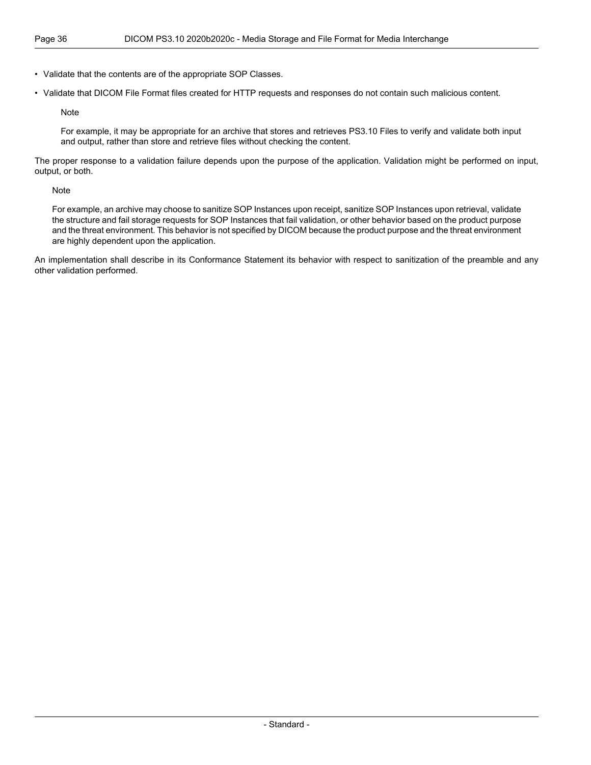- Validate that the contents are of the appropriate SOP Classes.
- Validate that DICOM File Format files created for HTTP requests and responses do not contain such malicious content.

  Note

  For example, it may be appropriate for an archive that stores and retrieves PS3.10 Files to verify and validate both input and output, rather than store and retrieve files without checking the content.

The proper response to a validation failure depends upon the purpose of the application. Validation might be performed on input, output, or both.

Note

For example, an archive may choose to sanitize SOP Instances upon receipt, sanitize SOP Instances upon retrieval, validate the structure and fail storage requests for SOP Instances that fail validation, or other behavior based on the product purpose and the threat environment. This behavior is not specified by DICOM because the product purpose and the threat environment are highly dependent upon the application.

An implementation shall describe in its Conformance Statement its behavior with respect to sanitization of the preamble and any other validation performed.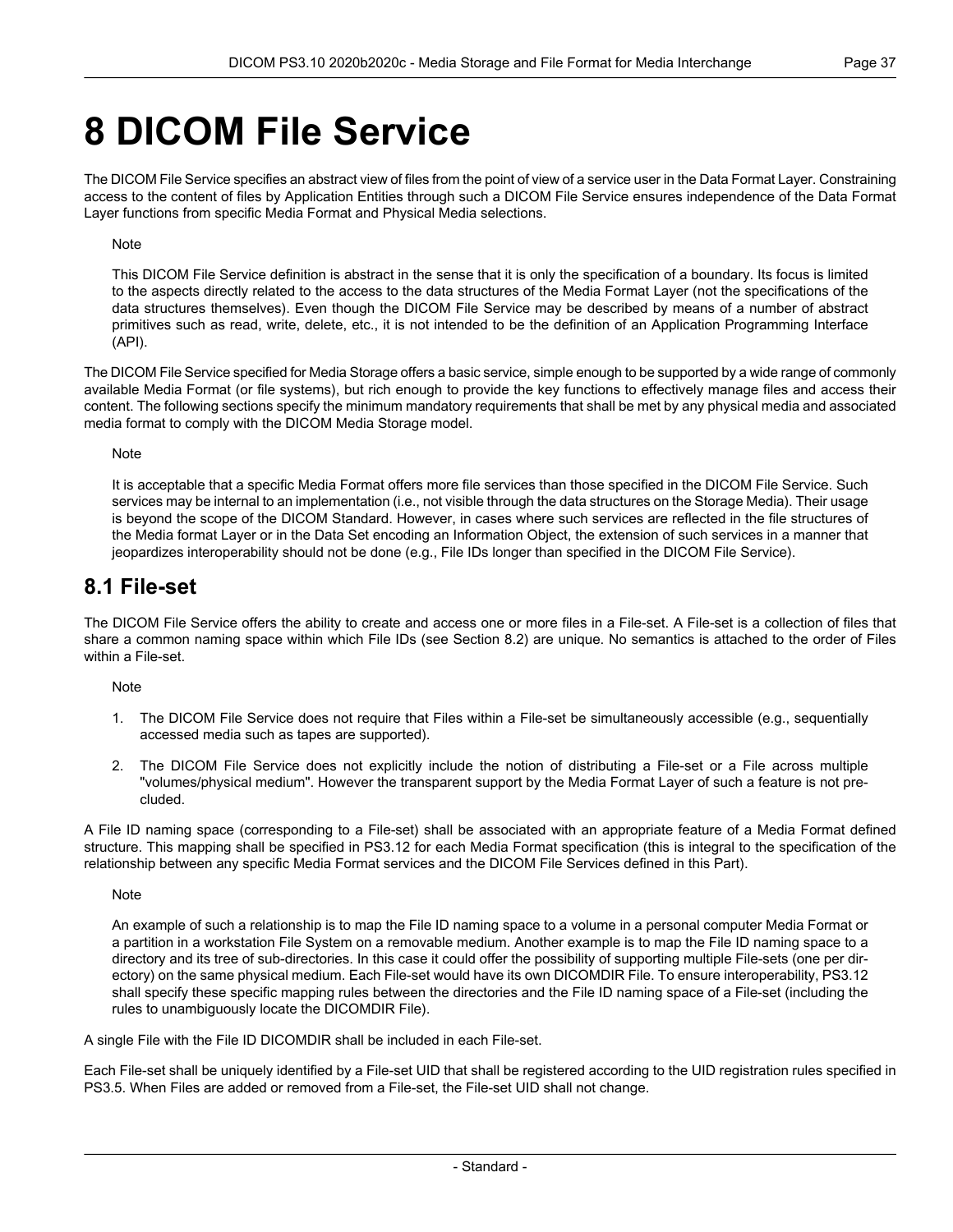# 8 DICOM File Service

The DICOM File Service specifies an abstract view of files from the point of view of a service user in the Data Format Layer. Constraining access to the content of files by Application Entities through such a DICOM File Service ensures independence of the Data Format Layer functions from specific Media Format and Physical Media selections.

Note

This DICOM File Service definition is abstract in the sense that it is only the specification of a boundary. Its focus is limited to the aspects directly related to the access to the data structures of the Media Format Layer (not the specifications of the data structures themselves). Even though the DICOM File Service may be described by means of a number of abstract primitives such as read, write, delete, etc., it is not intended to be the definition of an Application Programming Interface (API).

The DICOM File Service specified for Media Storage offers a basic service, simple enough to be supported by a wide range of commonly available Media Format (or file systems), but rich enough to provide the key functions to effectively manage files and access their content. The following sections specify the minimum mandatory requirements that shall be met by any physical media and associated media format to comply with the DICOM Media Storage model.

Note

It is acceptable that a specific Media Format offers more file services than those specified in the DICOM File Service. Such services may be internal to an implementation (i.e., not visible through the data structures on the Storage Media). Their usage is beyond the scope of the DICOM Standard. However, in cases where such services are reflected in the file structures of the Media format Layer or in the Data Set encoding an Information Object, the extension of such services in a manner that jeopardizes interoperability should not be done (e.g., File IDs longer than specified in the DICOM File Service).

## 8.1 File-set

The DICOM File Service offers the ability to create and access one or more files in a File-set. A File-set is a collection of files that share a common naming space within which File IDs (see Section 8.2) are unique. No semantics is attached to the order of Files within a File-set.

Note

1. The DICOM File Service does not require that Files within a File-set be simultaneously accessible (e.g., sequentially accessed media such as tapes are supported).
2. The DICOM File Service does not explicitly include the notion of distributing a File-set or a File across multiple "volumes/physical medium". However the transparent support by the Media Format Layer of such a feature is not precluded.

A File ID naming space (corresponding to a File-set) shall be associated with an appropriate feature of a Media Format defined structure. This mapping shall be specified in PS3.12 for each Media Format specification (this is integral to the specification of the relationship between any specific Media Format services and the DICOM File Services defined in this Part).

Note

An example of such a relationship is to map the File ID naming space to a volume in a personal computer Media Format or a partition in a workstation File System on a removable medium. Another example is to map the File ID naming space to a directory and its tree of sub-directories. In this case it could offer the possibility of supporting multiple File-sets (one per directory) on the same physical medium. Each File-set would have its own DICOMDIR File. To ensure interoperability, PS3.12 shall specify these specific mapping rules between the directories and the File ID naming space of a File-set (including the rules to unambiguously locate the DICOMDIR File).

A single File with the File ID DICOMDIR shall be included in each File-set.

Each File-set shall be uniquely identified by a File-set UID that shall be registered according to the UID registration rules specified in PS3.5. When Files are added or removed from a File-set, the File-set UID shall not change.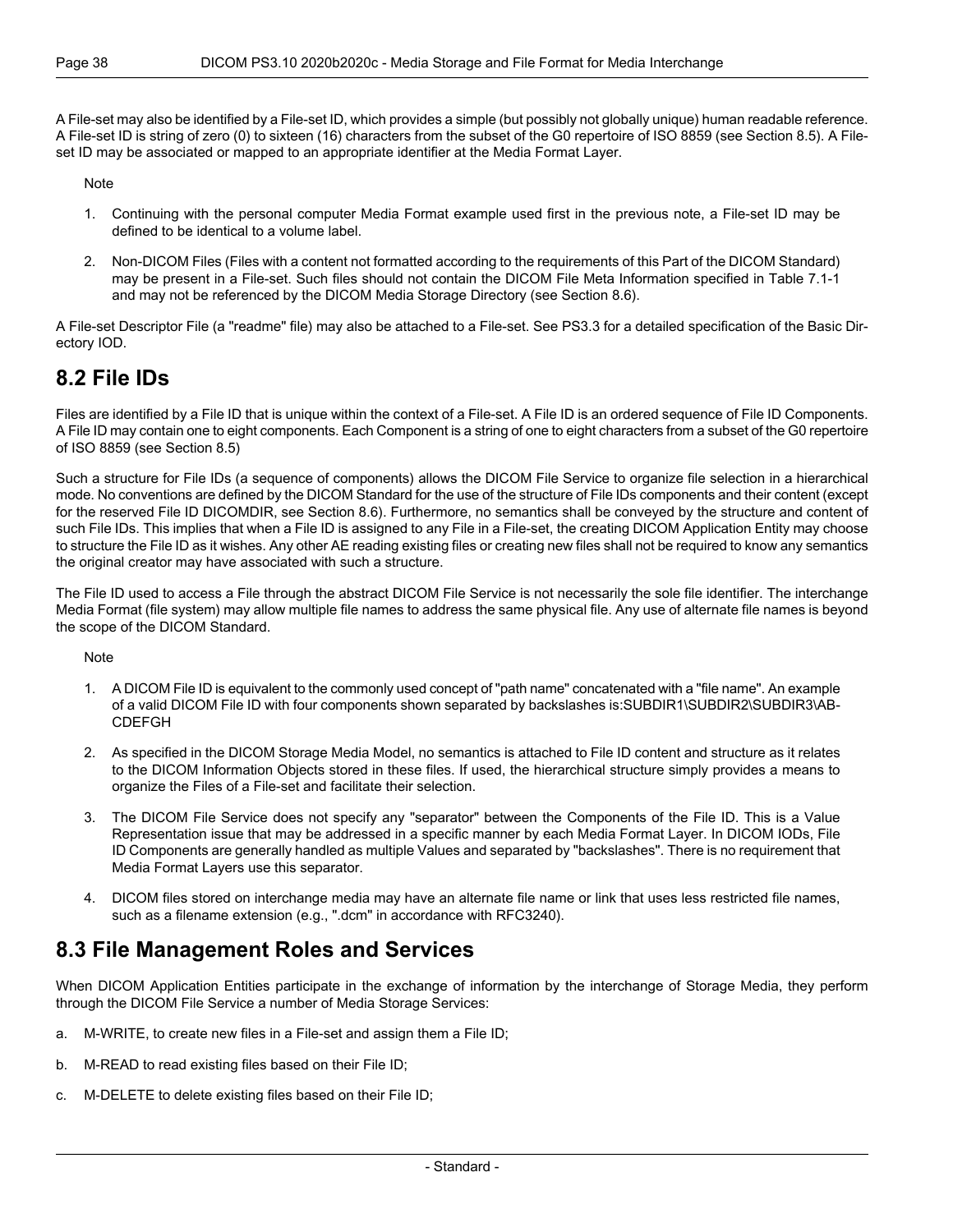A File-set may also be identified by a File-set ID, which provides a simple (but possibly not globally unique) human readable reference. A File-set ID is string of zero (0) to sixteen (16) characters from the subset of the G0 repertoire of ISO 8859 (see Section 8.5). A File-set ID may be associated or mapped to an appropriate identifier at the Media Format Layer.

Note

1. Continuing with the personal computer Media Format example used first in the previous note, a File-set ID may be defined to be identical to a volume label.
2. Non-DICOM Files (Files with a content not formatted according to the requirements of this Part of the DICOM Standard) may be present in a File-set. Such files should not contain the DICOM File Meta Information specified in Table 7.1-1 and may not be referenced by the DICOM Media Storage Directory (see Section 8.6).

A File-set Descriptor File (a "readme" file) may also be attached to a File-set. See PS3.3 for a detailed specification of the Basic Directory IOD.

## 8.2 File IDs

Files are identified by a File ID that is unique within the context of a File-set. A File ID is an ordered sequence of File ID Components. A File ID may contain one to eight components. Each Component is a string of one to eight characters from a subset of the G0 repertoire of ISO 8859 (see Section 8.5)

Such a structure for File IDs (a sequence of components) allows the DICOM File Service to organize file selection in a hierarchical mode. No conventions are defined by the DICOM Standard for the use of the structure of File IDs components and their content (except for the reserved File ID DICOMDIR, see Section 8.6). Furthermore, no semantics shall be conveyed by the structure and content of such File IDs. This implies that when a File ID is assigned to any File in a File-set, the creating DICOM Application Entity may choose to structure the File ID as it wishes. Any other AE reading existing files or creating new files shall not be required to know any semantics the original creator may have associated with such a structure.

The File ID used to access a File through the abstract DICOM File Service is not necessarily the sole file identifier. The interchange Media Format (file system) may allow multiple file names to address the same physical file. Any use of alternate file names is beyond the scope of the DICOM Standard.

Note

1. A DICOM File ID is equivalent to the commonly used concept of "path name" concatenated with a "file name". An example of a valid DICOM File ID with four components shown separated by backslashes is:SUBDIR1\SUBDIR2\SUBDIR3\AB-CDEFGH
2. As specified in the DICOM Storage Media Model, no semantics is attached to File ID content and structure as it relates to the DICOM Information Objects stored in these files. If used, the hierarchical structure simply provides a means to organize the Files of a File-set and facilitate their selection.
3. The DICOM File Service does not specify any "separator" between the Components of the File ID. This is a Value Representation issue that may be addressed in a specific manner by each Media Format Layer. In DICOM IODs, File ID Components are generally handled as multiple Values and separated by "backslashes". There is no requirement that Media Format Layers use this separator.
4. DICOM files stored on interchange media may have an alternate file name or link that uses less restricted file names, such as a filename extension (e.g., ".dcm" in accordance with RFC3240).

## 8.3 File Management Roles and Services

When DICOM Application Entities participate in the exchange of information by the interchange of Storage Media, they perform through the DICOM File Service a number of Media Storage Services:

a. M-WRITE, to create new files in a File-set and assign them a File ID;

b. M-READ to read existing files based on their File ID;

c. M-DELETE to delete existing files based on their File ID;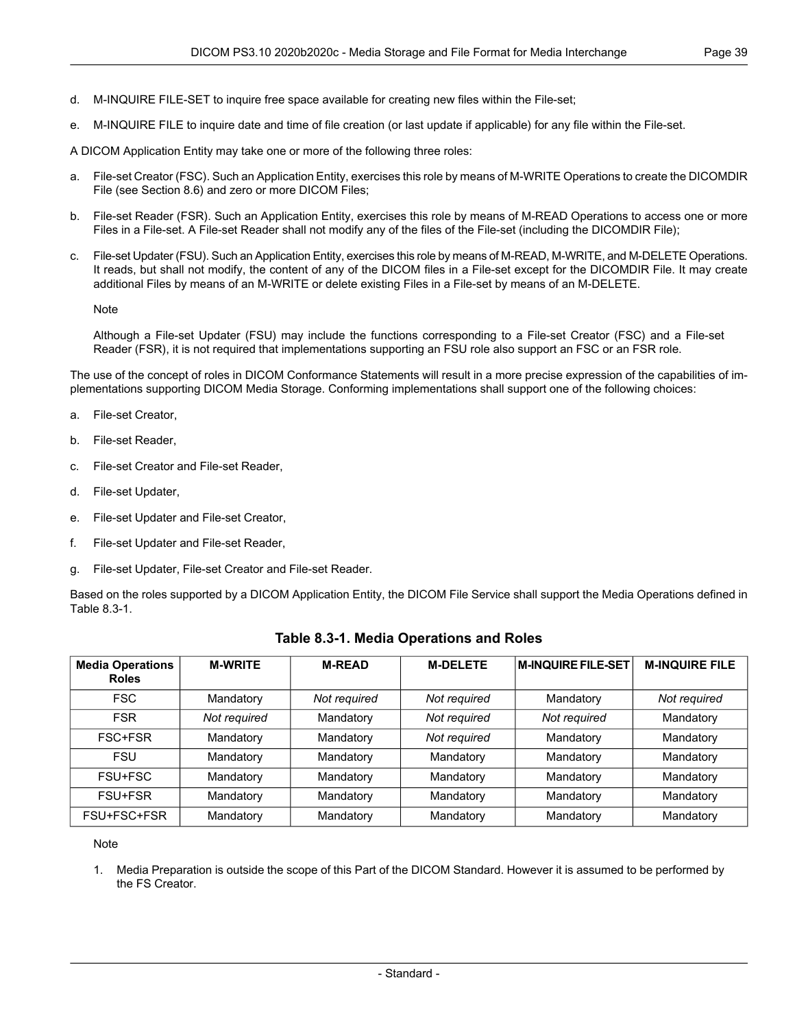d. M-INQUIRE FILE-SET to inquire free space available for creating new files within the File-set;

e. M-INQUIRE FILE to inquire date and time of file creation (or last update if applicable) for any file within the File-set.

A DICOM Application Entity may take one or more of the following three roles:

a. File-set Creator (FSC). Such an Application Entity, exercises this role by means of M-WRITE Operations to create the DICOMDIR File (see Section 8.6) and zero or more DICOM Files;

b. File-set Reader (FSR). Such an Application Entity, exercises this role by means of M-READ Operations to access one or more Files in a File-set. A File-set Reader shall not modify any of the files of the File-set (including the DICOMDIR File);

c. File-set Updater (FSU). Such an Application Entity, exercises this role by means of M-READ, M-WRITE, and M-DELETE Operations. It reads, but shall not modify, the content of any of the DICOM files in a File-set except for the DICOMDIR File. It may create additional Files by means of an M-WRITE or delete existing Files in a File-set by means of an M-DELETE.

   Note

   Although a File-set Updater (FSU) may include the functions corresponding to a File-set Creator (FSC) and a File-set Reader (FSR), it is not required that implementations supporting an FSU role also support an FSC or an FSR role.

The use of the concept of roles in DICOM Conformance Statements will result in a more precise expression of the capabilities of implementations supporting DICOM Media Storage. Conforming implementations shall support one of the following choices:

a. File-set Creator,

b. File-set Reader,

c. File-set Creator and File-set Reader,

d. File-set Updater,

e. File-set Updater and File-set Creator,

f. File-set Updater and File-set Reader,

g. File-set Updater, File-set Creator and File-set Reader.

Based on the roles supported by a DICOM Application Entity, the DICOM File Service shall support the Media Operations defined in Table 8.3-1.

**Table 8.3-1. Media Operations and Roles**

| Media Operations Roles | M-WRITE | M-READ | M-DELETE | M-INQUIRE FILE-SET | M-INQUIRE FILE |
|---|---|---|---|---|---|
| FSC | Mandatory | *Not required* | *Not required* | Mandatory | *Not required* |
| FSR | *Not required* | Mandatory | *Not required* | *Not required* | Mandatory |
| FSC+FSR | Mandatory | Mandatory | *Not required* | Mandatory | Mandatory |
| FSU | Mandatory | Mandatory | Mandatory | Mandatory | Mandatory |
| FSU+FSC | Mandatory | Mandatory | Mandatory | Mandatory | Mandatory |
| FSU+FSR | Mandatory | Mandatory | Mandatory | Mandatory | Mandatory |
| FSU+FSC+FSR | Mandatory | Mandatory | Mandatory | Mandatory | Mandatory |

Note

1. Media Preparation is outside the scope of this Part of the DICOM Standard. However it is assumed to be performed by the FS Creator.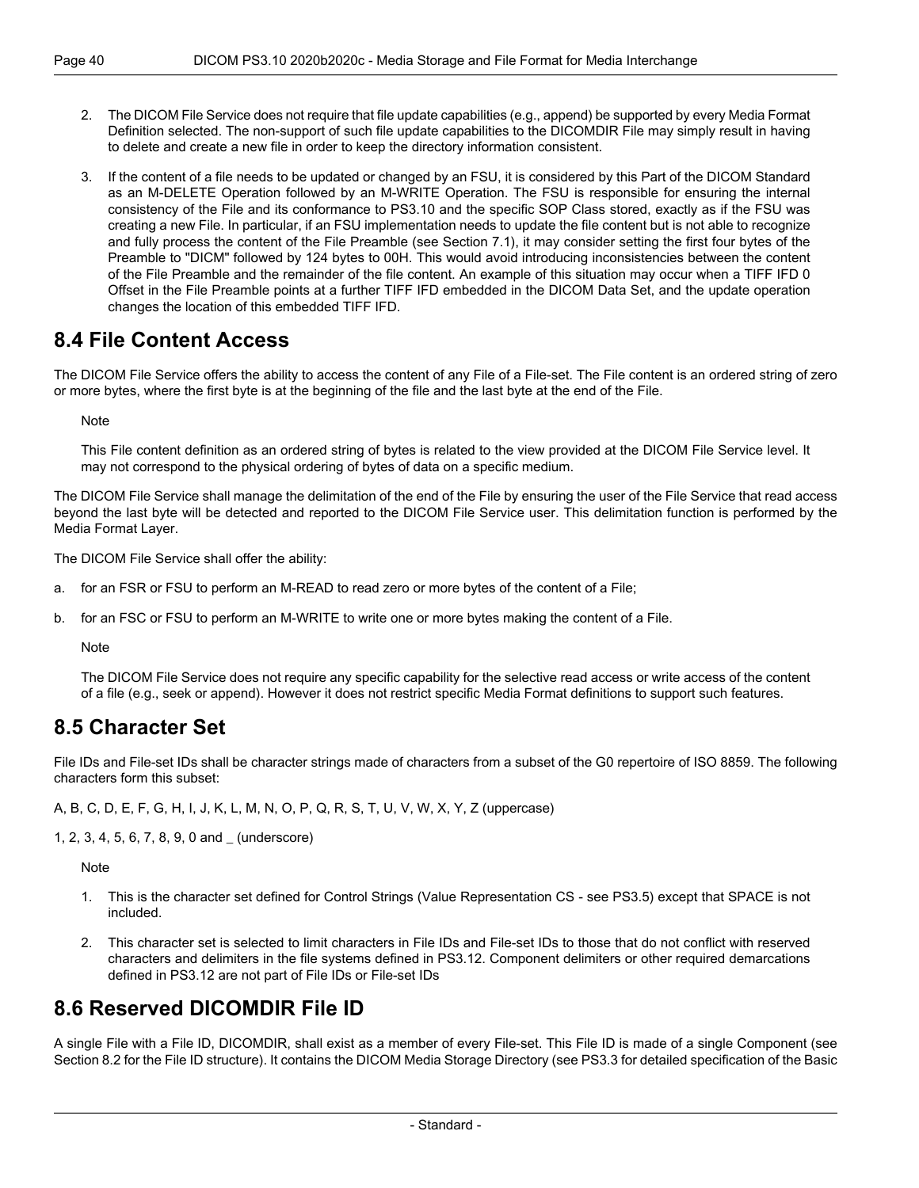2. The DICOM File Service does not require that file update capabilities (e.g., append) be supported by every Media Format Definition selected. The non-support of such file update capabilities to the DICOMDIR File may simply result in having to delete and create a new file in order to keep the directory information consistent.

3. If the content of a file needs to be updated or changed by an FSU, it is considered by this Part of the DICOM Standard as an M-DELETE Operation followed by an M-WRITE Operation. The FSU is responsible for ensuring the internal consistency of the File and its conformance to PS3.10 and the specific SOP Class stored, exactly as if the FSU was creating a new File. In particular, if an FSU implementation needs to update the file content but is not able to recognize and fully process the content of the File Preamble (see Section 7.1), it may consider setting the first four bytes of the Preamble to "DICM" followed by 124 bytes to 00H. This would avoid introducing inconsistencies between the content of the File Preamble and the remainder of the file content. An example of this situation may occur when a TIFF IFD 0 Offset in the File Preamble points at a further TIFF IFD embedded in the DICOM Data Set, and the update operation changes the location of this embedded TIFF IFD.

## 8.4 File Content Access

The DICOM File Service offers the ability to access the content of any File of a File-set. The File content is an ordered string of zero or more bytes, where the first byte is at the beginning of the file and the last byte at the end of the File.

Note

This File content definition as an ordered string of bytes is related to the view provided at the DICOM File Service level. It may not correspond to the physical ordering of bytes of data on a specific medium.

The DICOM File Service shall manage the delimitation of the end of the File by ensuring the user of the File Service that read access beyond the last byte will be detected and reported to the DICOM File Service user. This delimitation function is performed by the Media Format Layer.

The DICOM File Service shall offer the ability:

a. for an FSR or FSU to perform an M-READ to read zero or more bytes of the content of a File;

b. for an FSC or FSU to perform an M-WRITE to write one or more bytes making the content of a File.

Note

The DICOM File Service does not require any specific capability for the selective read access or write access of the content of a file (e.g., seek or append). However it does not restrict specific Media Format definitions to support such features.

## 8.5 Character Set

File IDs and File-set IDs shall be character strings made of characters from a subset of the G0 repertoire of ISO 8859. The following characters form this subset:

A, B, C, D, E, F, G, H, I, J, K, L, M, N, O, P, Q, R, S, T, U, V, W, X, Y, Z (uppercase)

1, 2, 3, 4, 5, 6, 7, 8, 9, 0 and _ (underscore)

Note

1. This is the character set defined for Control Strings (Value Representation CS - see PS3.5) except that SPACE is not included.

2. This character set is selected to limit characters in File IDs and File-set IDs to those that do not conflict with reserved characters and delimiters in the file systems defined in PS3.12. Component delimiters or other required demarcations defined in PS3.12 are not part of File IDs or File-set IDs

## 8.6 Reserved DICOMDIR File ID

A single File with a File ID, DICOMDIR, shall exist as a member of every File-set. This File ID is made of a single Component (see Section 8.2 for the File ID structure). It contains the DICOM Media Storage Directory (see PS3.3 for detailed specification of the Basic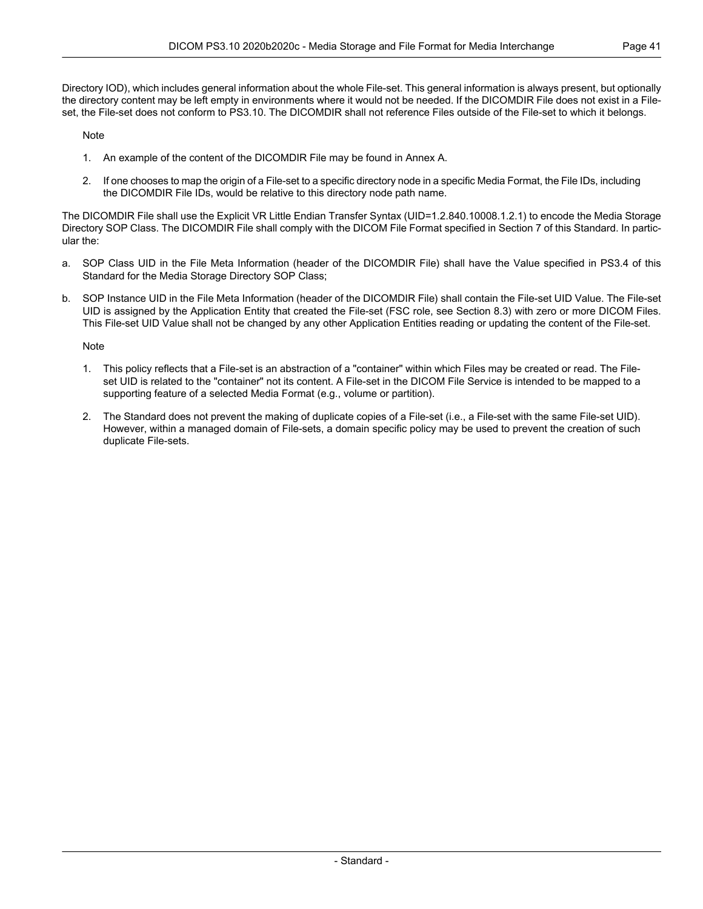Directory IOD), which includes general information about the whole File-set. This general information is always present, but optionally the directory content may be left empty in environments where it would not be needed. If the DICOMDIR File does not exist in a File-set, the File-set does not conform to PS3.10. The DICOMDIR shall not reference Files outside of the File-set to which it belongs.

Note

1. An example of the content of the DICOMDIR File may be found in Annex A.
2. If one chooses to map the origin of a File-set to a specific directory node in a specific Media Format, the File IDs, including the DICOMDIR File IDs, would be relative to this directory node path name.

The DICOMDIR File shall use the Explicit VR Little Endian Transfer Syntax (UID=1.2.840.10008.1.2.1) to encode the Media Storage Directory SOP Class. The DICOMDIR File shall comply with the DICOM File Format specified in Section 7 of this Standard. In particular the:

a. SOP Class UID in the File Meta Information (header of the DICOMDIR File) shall have the Value specified in PS3.4 of this Standard for the Media Storage Directory SOP Class;

b. SOP Instance UID in the File Meta Information (header of the DICOMDIR File) shall contain the File-set UID Value. The File-set UID is assigned by the Application Entity that created the File-set (FSC role, see Section 8.3) with zero or more DICOM Files. This File-set UID Value shall not be changed by any other Application Entities reading or updating the content of the File-set.

Note

1. This policy reflects that a File-set is an abstraction of a "container" within which Files may be created or read. The File-set UID is related to the "container" not its content. A File-set in the DICOM File Service is intended to be mapped to a supporting feature of a selected Media Format (e.g., volume or partition).
2. The Standard does not prevent the making of duplicate copies of a File-set (i.e., a File-set with the same File-set UID). However, within a managed domain of File-sets, a domain specific policy may be used to prevent the creation of such duplicate File-sets.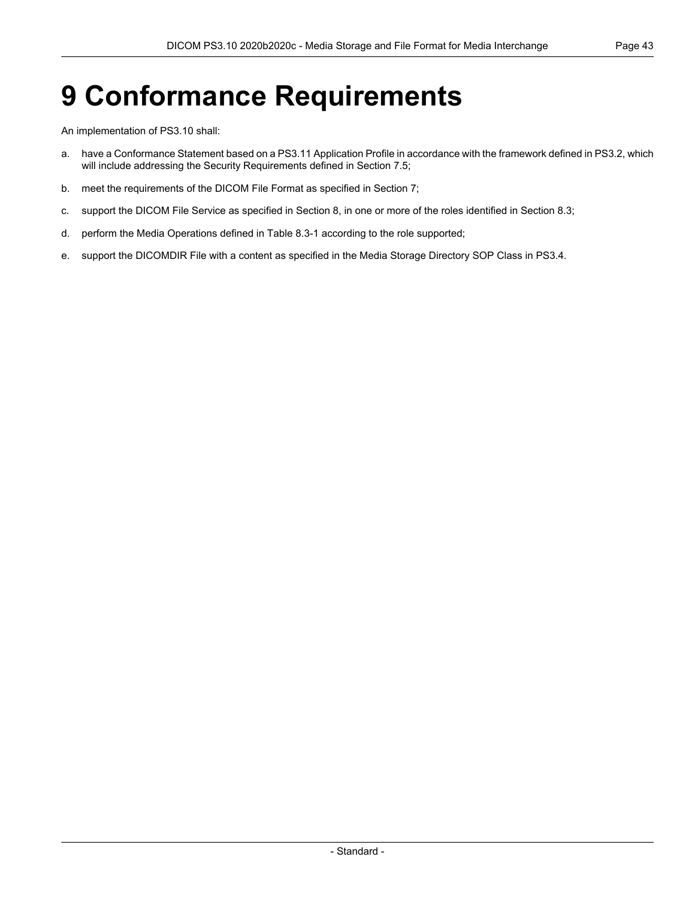# 9 Conformance Requirements

An implementation of PS3.10 shall:

a. have a Conformance Statement based on a PS3.11 Application Profile in accordance with the framework defined in PS3.2, which will include addressing the Security Requirements defined in Section 7.5;

b. meet the requirements of the DICOM File Format as specified in Section 7;

c. support the DICOM File Service as specified in Section 8, in one or more of the roles identified in Section 8.3;

d. perform the Media Operations defined in Table 8.3-1 according to the role supported;

e. support the DICOMDIR File with a content as specified in the Media Storage Directory SOP Class in PS3.4.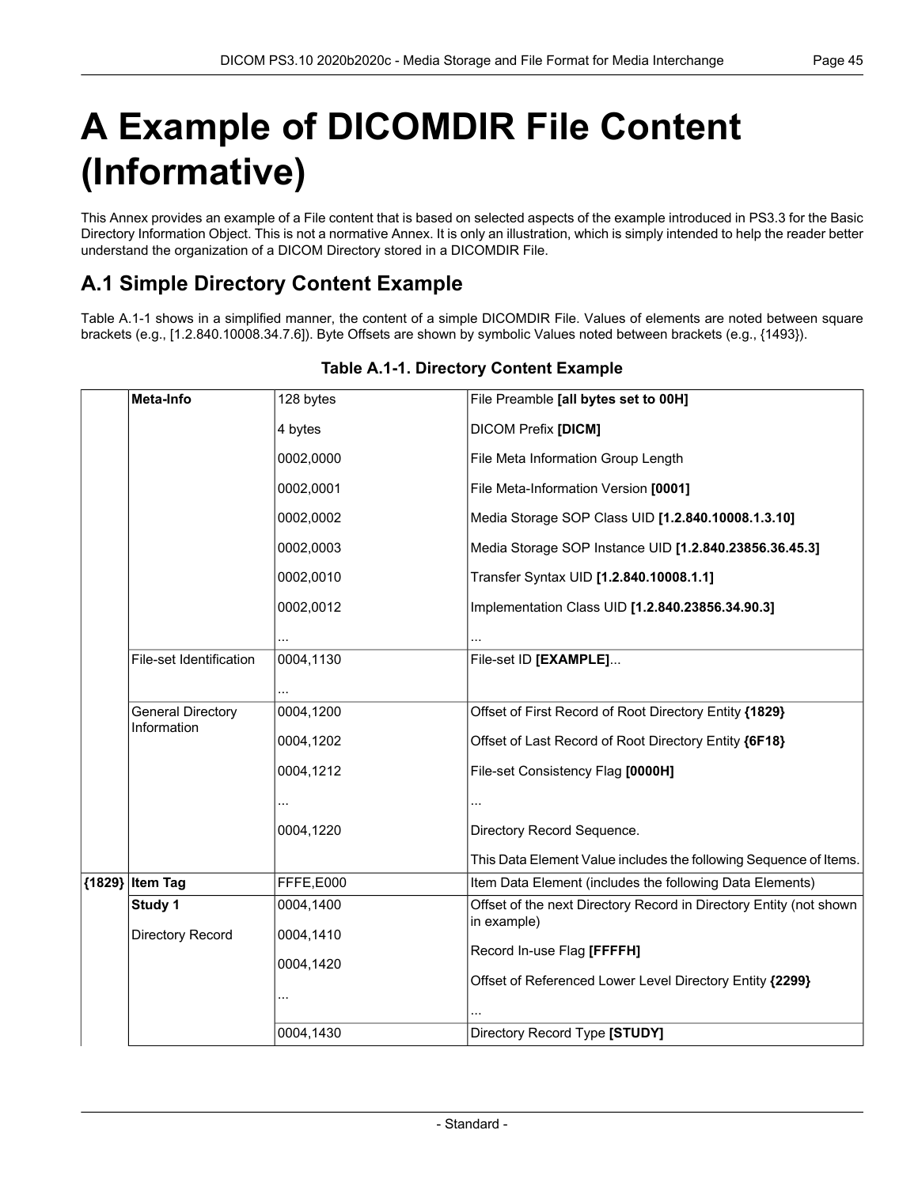# A Example of DICOMDIR File Content (Informative)

This Annex provides an example of a File content that is based on selected aspects of the example introduced in PS3.3 for the Basic Directory Information Object. This is not a normative Annex. It is only an illustration, which is simply intended to help the reader better understand the organization of a DICOM Directory stored in a DICOMDIR File.

## A.1 Simple Directory Content Example

Table A.1-1 shows in a simplified manner, the content of a simple DICOMDIR File. Values of elements are noted between square brackets (e.g., [1.2.840.10008.34.7.6]). Byte Offsets are shown by symbolic Values noted between brackets (e.g., {1493}).

**Table A.1-1. Directory Content Example**

| | | | |
|---|---|---|---|
| | **Meta-Info** | 128 bytes | File Preamble **[all bytes set to 00H]** |
| | | 4 bytes | DICOM Prefix **[DICM]** |
| | | 0002,0000 | File Meta Information Group Length |
| | | 0002,0001 | File Meta-Information Version **[0001]** |
| | | 0002,0002 | Media Storage SOP Class UID **[1.2.840.10008.1.3.10]** |
| | | 0002,0003 | Media Storage SOP Instance UID **[1.2.840.23856.36.45.3]** |
| | | 0002,0010 | Transfer Syntax UID **[1.2.840.10008.1.1]** |
| | | 0002,0012 | Implementation Class UID **[1.2.840.23856.34.90.3]** |
| | | ... | ... |
| | File-set Identification | 0004,1130 | File-set ID **[EXAMPLE]**... |
| | | ... | |
| | General Directory Information | 0004,1200 | Offset of First Record of Root Directory Entity **{1829}** |
| | | 0004,1202 | Offset of Last Record of Root Directory Entity **{6F18}** |
| | | 0004,1212 | File-set Consistency Flag **[0000H]** |
| | | ... | ... |
| | | 0004,1220 | Directory Record Sequence. |
| | | | This Data Element Value includes the following Sequence of Items. |
| **{1829}** | **Item Tag** | FFFE,E000 | Item Data Element (includes the following Data Elements) |
| | **Study 1** | 0004,1400 | Offset of the next Directory Record in Directory Entity (not shown in example) |
| | Directory Record | 0004,1410 | Record In-use Flag **[FFFFH]** |
| | | 0004,1420 | Offset of Referenced Lower Level Directory Entity **{2299}** |
| | | ... | ... |
| | | 0004,1430 | Directory Record Type **[STUDY]** |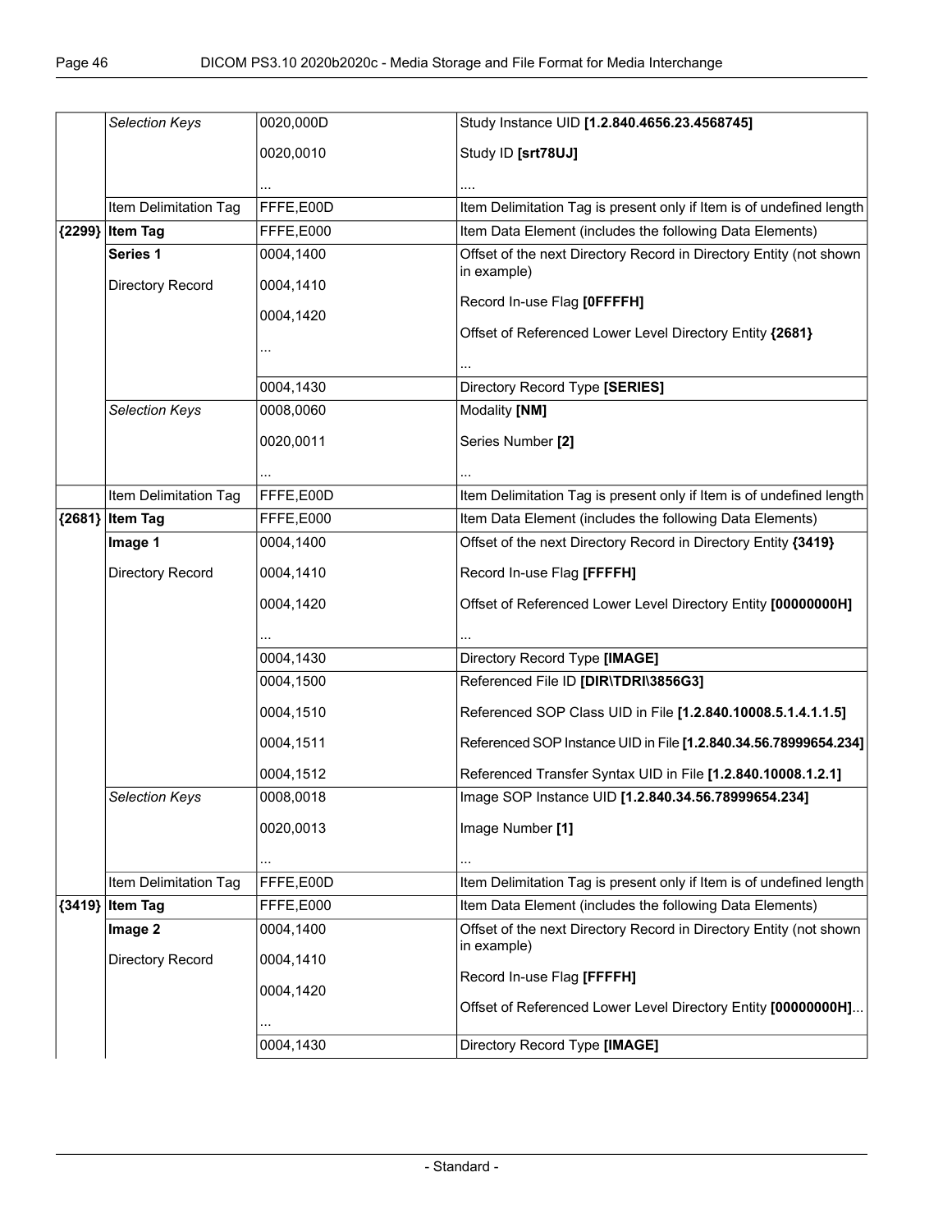| | | | |
|---|---|---|---|
| | *Selection Keys* | 0020,000D<br>0020,0010<br>... | Study Instance UID **[1.2.840.4656.23.4568745]**<br>Study ID **[srt78UJ]**<br>.... |
| | Item Delimitation Tag | FFFE,E00D | Item Delimitation Tag is present only if Item is of undefined length |
| **{2299}** | **Item Tag** | FFFE,E000 | Item Data Element (includes the following Data Elements) |
| | **Series 1**<br>Directory Record | 0004,1400<br>0004,1410<br>0004,1420<br>... | Offset of the next Directory Record in Directory Entity (not shown in example)<br>Record In-use Flag **[0FFFFH]**<br>Offset of Referenced Lower Level Directory Entity **{2681}**<br>... |
| | | 0004,1430 | Directory Record Type **[SERIES]** |
| | *Selection Keys* | 0008,0060<br>0020,0011<br>... | Modality **[NM]**<br>Series Number **[2]**<br>... |
| | Item Delimitation Tag | FFFE,E00D | Item Delimitation Tag is present only if Item is of undefined length |
| **{2681}** | **Item Tag** | FFFE,E000 | Item Data Element (includes the following Data Elements) |
| | **Image 1**<br>Directory Record | 0004,1400<br>0004,1410<br>0004,1420<br>... | Offset of the next Directory Record in Directory Entity **{3419}**<br>Record In-use Flag **[FFFFH]**<br>Offset of Referenced Lower Level Directory Entity **[00000000H]**<br>... |
| | | 0004,1430 | Directory Record Type **[IMAGE]** |
| | | 0004,1500<br>0004,1510<br>0004,1511<br>0004,1512 | Referenced File ID **[DIR\TDRI\3856G3]**<br>Referenced SOP Class UID in File **[1.2.840.10008.5.1.4.1.1.5]**<br>Referenced SOP Instance UID in File **[1.2.840.34.56.78999654.234]**<br>Referenced Transfer Syntax UID in File **[1.2.840.10008.1.2.1]** |
| | *Selection Keys* | 0008,0018<br>0020,0013<br>... | Image SOP Instance UID **[1.2.840.34.56.78999654.234]**<br>Image Number **[1]**<br>... |
| | Item Delimitation Tag | FFFE,E00D | Item Delimitation Tag is present only if Item is of undefined length |
| **{3419}** | **Item Tag** | FFFE,E000 | Item Data Element (includes the following Data Elements) |
| | **Image 2**<br>Directory Record | 0004,1400<br>0004,1410<br>0004,1420<br>... | Offset of the next Directory Record in Directory Entity (not shown in example)<br>Record In-use Flag **[FFFFH]**<br>Offset of Referenced Lower Level Directory Entity **[00000000H]**... |
| | | 0004,1430 | Directory Record Type **[IMAGE]** |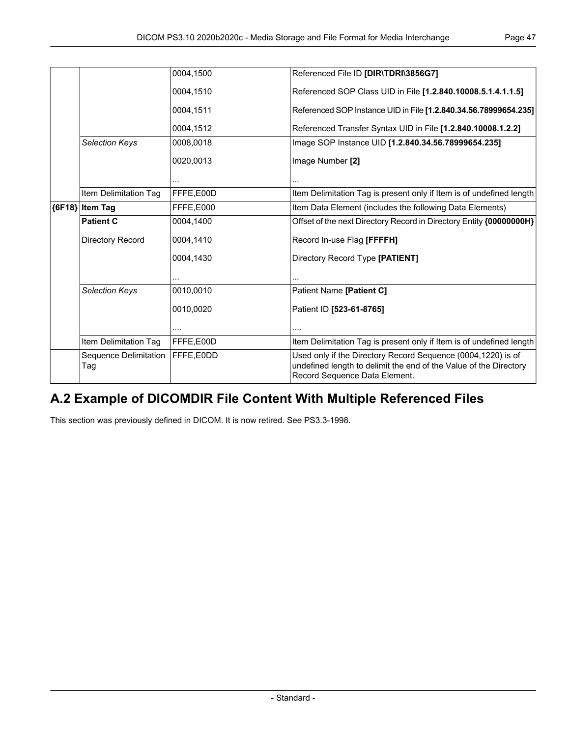| | | | |
|---|---|---|---|
| | | 0004,1500 | Referenced File ID **[DIR\TDRI\3856G7]** |
| | | 0004,1510 | Referenced SOP Class UID in File **[1.2.840.10008.5.1.4.1.1.5]** |
| | | 0004,1511 | Referenced SOP Instance UID in File **[1.2.840.34.56.78999654.235]** |
| | | 0004,1512 | Referenced Transfer Syntax UID in File **[1.2.840.10008.1.2.2]** |
| | *Selection Keys* | 0008,0018 | Image SOP Instance UID **[1.2.840.34.56.78999654.235]** |
| | | 0020,0013 | Image Number **[2]** |
| | | ... | ... |
| | Item Delimitation Tag | FFFE,E00D | Item Delimitation Tag is present only if Item is of undefined length |
| **{6F18}** | **Item Tag** | FFFE,E000 | Item Data Element (includes the following Data Elements) |
| | **Patient C** | 0004,1400 | Offset of the next Directory Record in Directory Entity **{00000000H}** |
| | Directory Record | 0004,1410 | Record In-use Flag **[FFFFH]** |
| | | 0004,1430 | Directory Record Type **[PATIENT]** |
| | | ... | ... |
| | *Selection Keys* | 0010,0010 | Patient Name **[Patient C]** |
| | | 0010,0020 | Patient ID **[523-61-8765]** |
| | | .... | .... |
| | Item Delimitation Tag | FFFE,E00D | Item Delimitation Tag is present only if Item is of undefined length |
| | Sequence Delimitation Tag | FFFE,E0DD | Used only if the Directory Record Sequence (0004,1220) is of undefined length to delimit the end of the Value of the Directory Record Sequence Data Element. |

## A.2 Example of DICOMDIR File Content With Multiple Referenced Files

This section was previously defined in DICOM. It is now retired. See PS3.3-1998.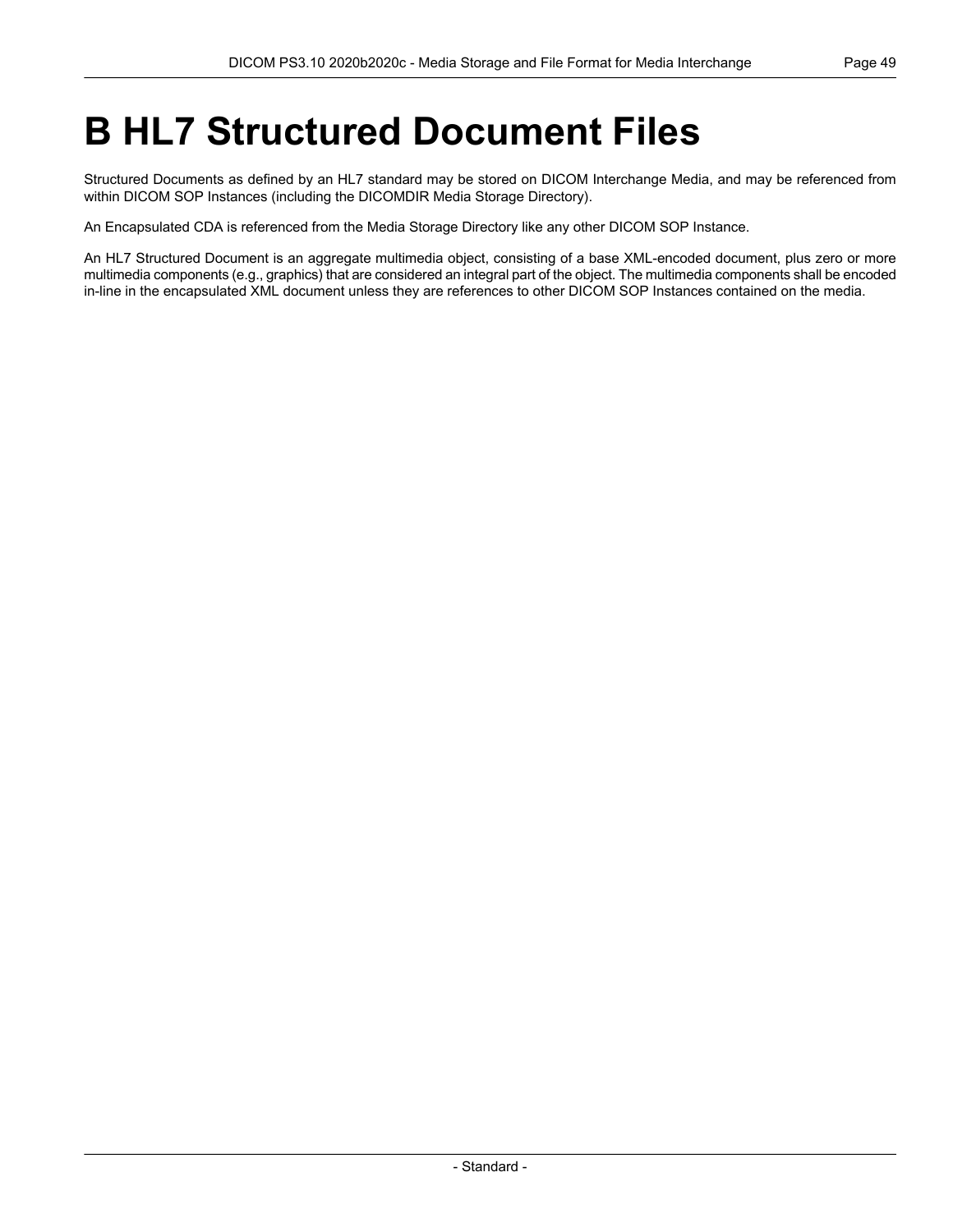# B HL7 Structured Document Files

Structured Documents as defined by an HL7 standard may be stored on DICOM Interchange Media, and may be referenced from within DICOM SOP Instances (including the DICOMDIR Media Storage Directory).

An Encapsulated CDA is referenced from the Media Storage Directory like any other DICOM SOP Instance.

An HL7 Structured Document is an aggregate multimedia object, consisting of a base XML-encoded document, plus zero or more multimedia components (e.g., graphics) that are considered an integral part of the object. The multimedia components shall be encoded in-line in the encapsulated XML document unless they are references to other DICOM SOP Instances contained on the media.